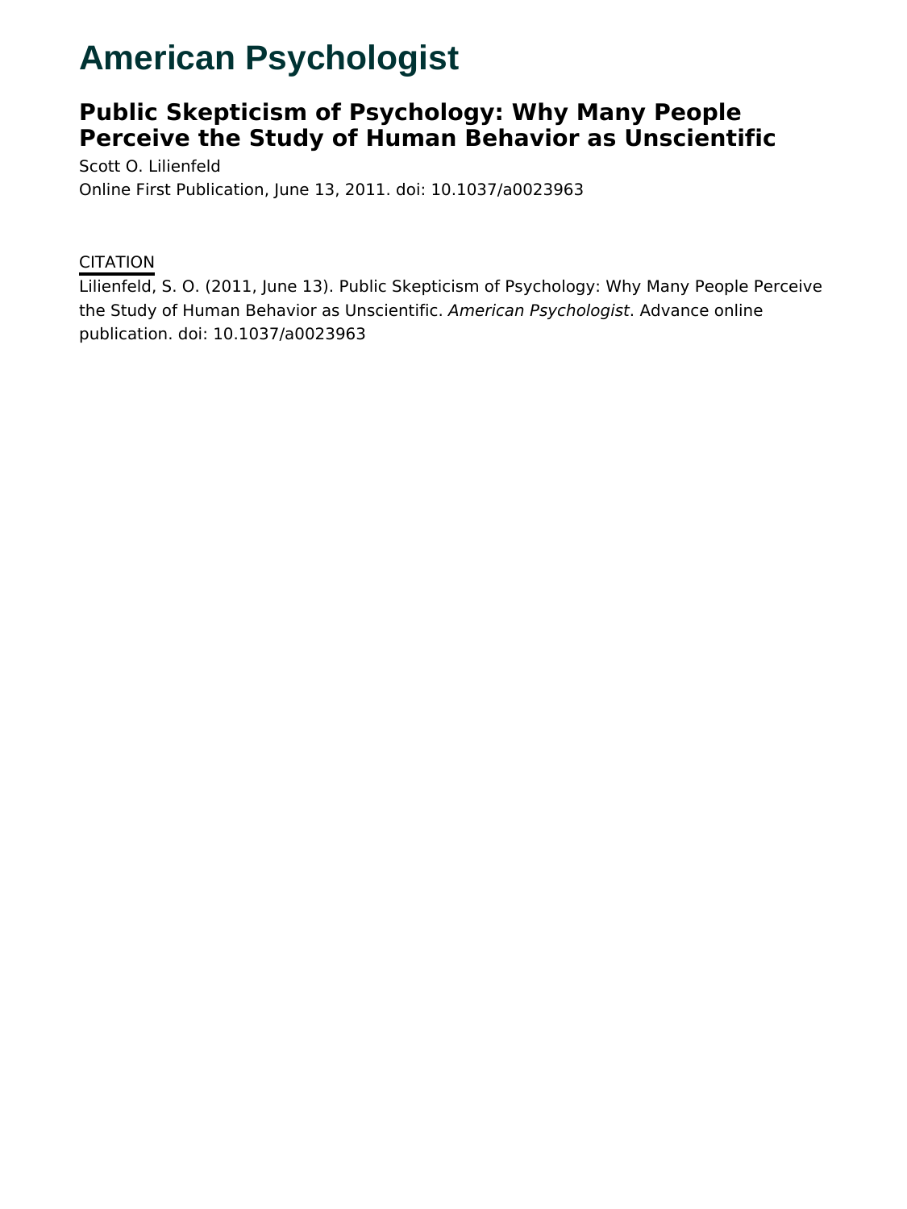# American Psychologist

## Public Skepticism of Psychology: Why Many People Perceive the Study of Human Behavior as Unscientific

Scott O. Lilienfeld

Online First Publication, June 13, 2011. doi: 10.1037/a0023963

CITATION

Lilienfeld, S. O. (2011, June 13). Public Skepticism of Psychology: Why Many People Perceive the Study of Human Behavior as Unscientific. *American Psychologist*. Advance online publication. doi: 10.1037/a0023963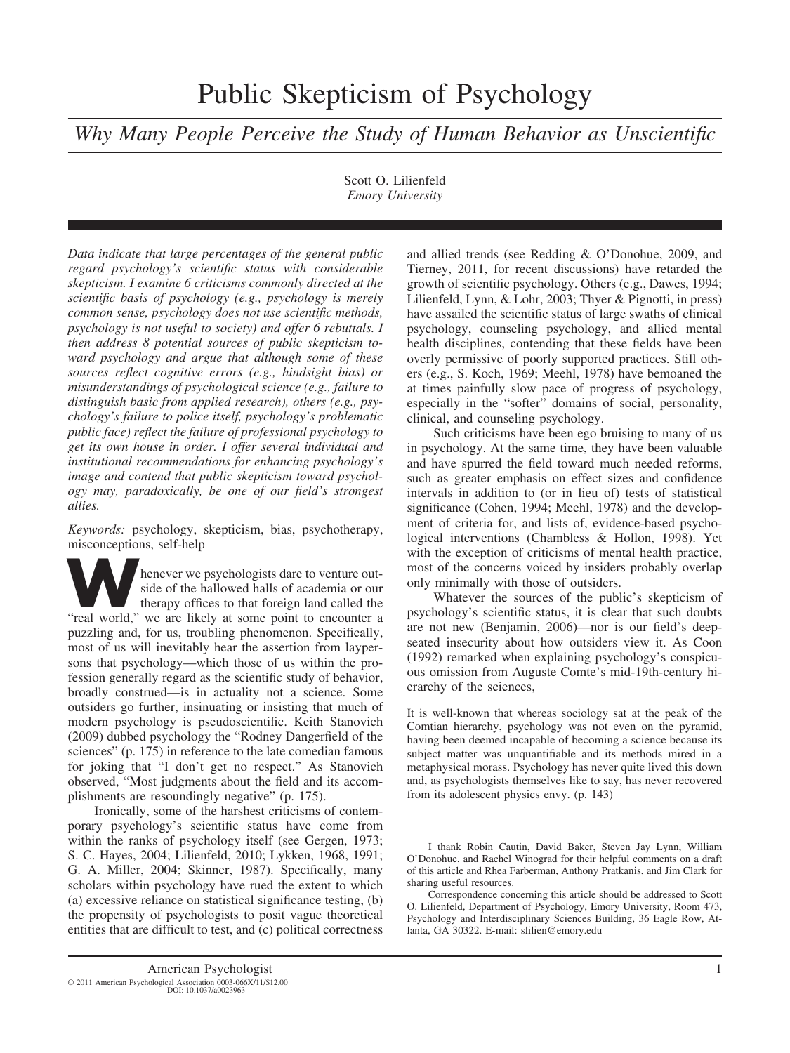# Public Skepticism of Psychology

## *Why Many People Perceive the Study of Human Behavior as Unscientific*

Scott O. Lilienfeld
*Emory University*

*Data indicate that large percentages of the general public regard psychology's scientific status with considerable skepticism. I examine 6 criticisms commonly directed at the scientific basis of psychology (e.g., psychology is merely common sense, psychology does not use scientific methods, psychology is not useful to society) and offer 6 rebuttals. I then address 8 potential sources of public skepticism toward psychology and argue that although some of these sources reflect cognitive errors (e.g., hindsight bias) or misunderstandings of psychological science (e.g., failure to distinguish basic from applied research), others (e.g., psychology's failure to police itself, psychology's problematic public face) reflect the failure of professional psychology to get its own house in order. I offer several individual and institutional recommendations for enhancing psychology's image and contend that public skepticism toward psychology may, paradoxically, be one of our field's strongest allies.*

*Keywords:* psychology, skepticism, bias, psychotherapy, misconceptions, self-help

Whenever we psychologists dare to venture outside of the hallowed halls of academia or our therapy offices to that foreign land called the "real world," we are likely at some point to encounter a puzzling and, for us, troubling phenomenon. Specifically, most of us will inevitably hear the assertion from laypersons that psychology—which those of us within the profession generally regard as the scientific study of behavior, broadly construed—is in actuality not a science. Some outsiders go further, insinuating or insisting that much of modern psychology is pseudoscientific. Keith Stanovich (2009) dubbed psychology the "Rodney Dangerfield of the sciences" (p. 175) in reference to the late comedian famous for joking that "I don't get no respect." As Stanovich observed, "Most judgments about the field and its accomplishments are resoundingly negative" (p. 175).

Ironically, some of the harshest criticisms of contemporary psychology's scientific status have come from within the ranks of psychology itself (see Gergen, 1973; S. C. Hayes, 2004; Lilienfeld, 2010; Lykken, 1968, 1991; G. A. Miller, 2004; Skinner, 1987). Specifically, many scholars within psychology have rued the extent to which (a) excessive reliance on statistical significance testing, (b) the propensity of psychologists to posit vague theoretical entities that are difficult to test, and (c) political correctness and allied trends (see Redding & O'Donohue, 2009, and Tierney, 2011, for recent discussions) have retarded the growth of scientific psychology. Others (e.g., Dawes, 1994; Lilienfeld, Lynn, & Lohr, 2003; Thyer & Pignotti, in press) have assailed the scientific status of large swaths of clinical psychology, counseling psychology, and allied mental health disciplines, contending that these fields have been overly permissive of poorly supported practices. Still others (e.g., S. Koch, 1969; Meehl, 1978) have bemoaned the at times painfully slow pace of progress of psychology, especially in the "softer" domains of social, personality, clinical, and counseling psychology.

Such criticisms have been ego bruising to many of us in psychology. At the same time, they have been valuable and have spurred the field toward much needed reforms, such as greater emphasis on effect sizes and confidence intervals in addition to (or in lieu of) tests of statistical significance (Cohen, 1994; Meehl, 1978) and the development of criteria for, and lists of, evidence-based psychological interventions (Chambless & Hollon, 1998). Yet with the exception of criticisms of mental health practice, most of the concerns voiced by insiders probably overlap only minimally with those of outsiders.

Whatever the sources of the public's skepticism of psychology's scientific status, it is clear that such doubts are not new (Benjamin, 2006)—nor is our field's deep-seated insecurity about how outsiders view it. As Coon (1992) remarked when explaining psychology's conspicuous omission from Auguste Comte's mid-19th-century hierarchy of the sciences,

> It is well-known that whereas sociology sat at the peak of the Comtian hierarchy, psychology was not even on the pyramid, having been deemed incapable of becoming a science because its subject matter was unquantifiable and its methods mired in a metaphysical morass. Psychology has never quite lived this down and, as psychologists themselves like to say, has never recovered from its adolescent physics envy. (p. 143)

I thank Robin Cautin, David Baker, Steven Jay Lynn, William O'Donohue, and Rachel Winograd for their helpful comments on a draft of this article and Rhea Farberman, Anthony Pratkanis, and Jim Clark for sharing useful resources.

Correspondence concerning this article should be addressed to Scott O. Lilienfeld, Department of Psychology, Emory University, Room 473, Psychology and Interdisciplinary Sciences Building, 36 Eagle Row, Atlanta, GA 30322. E-mail: slilien@emory.edu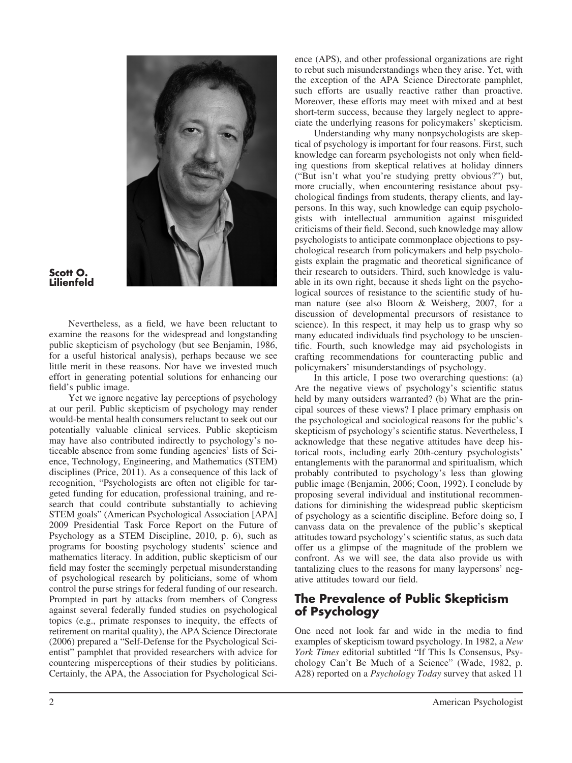**Scott O. Lilienfeld**

Nevertheless, as a field, we have been reluctant to examine the reasons for the widespread and longstanding public skepticism of psychology (but see Benjamin, 1986, for a useful historical analysis), perhaps because we see little merit in these reasons. Nor have we invested much effort in generating potential solutions for enhancing our field's public image.

Yet we ignore negative lay perceptions of psychology at our peril. Public skepticism of psychology may render would-be mental health consumers reluctant to seek out our potentially valuable clinical services. Public skepticism may have also contributed indirectly to psychology's noticeable absence from some funding agencies' lists of Science, Technology, Engineering, and Mathematics (STEM) disciplines (Price, 2011). As a consequence of this lack of recognition, "Psychologists are often not eligible for targeted funding for education, professional training, and research that could contribute substantially to achieving STEM goals" (American Psychological Association [APA] 2009 Presidential Task Force Report on the Future of Psychology as a STEM Discipline, 2010, p. 6), such as programs for boosting psychology students' science and mathematics literacy. In addition, public skepticism of our field may foster the seemingly perpetual misunderstanding of psychological research by politicians, some of whom control the purse strings for federal funding of our research. Prompted in part by attacks from members of Congress against several federally funded studies on psychological topics (e.g., primate responses to inequity, the effects of retirement on marital quality), the APA Science Directorate (2006) prepared a "Self-Defense for the Psychological Scientist" pamphlet that provided researchers with advice for countering misperceptions of their studies by politicians. Certainly, the APA, the Association for Psychological Science (APS), and other professional organizations are right to rebut such misunderstandings when they arise. Yet, with the exception of the APA Science Directorate pamphlet, such efforts are usually reactive rather than proactive. Moreover, these efforts may meet with mixed and at best short-term success, because they largely neglect to appreciate the underlying reasons for policymakers' skepticism.

Understanding why many nonpsychologists are skeptical of psychology is important for four reasons. First, such knowledge can forearm psychologists not only when fielding questions from skeptical relatives at holiday dinners ("But isn't what you're studying pretty obvious?") but, more crucially, when encountering resistance about psychological findings from students, therapy clients, and laypersons. In this way, such knowledge can equip psychologists with intellectual ammunition against misguided criticisms of their field. Second, such knowledge may allow psychologists to anticipate commonplace objections to psychological research from policymakers and help psychologists explain the pragmatic and theoretical significance of their research to outsiders. Third, such knowledge is valuable in its own right, because it sheds light on the psychological sources of resistance to the scientific study of human nature (see also Bloom & Weisberg, 2007, for a discussion of developmental precursors of resistance to science). In this respect, it may help us to grasp why so many educated individuals find psychology to be unscientific. Fourth, such knowledge may aid psychologists in crafting recommendations for counteracting public and policymakers' misunderstandings of psychology.

In this article, I pose two overarching questions: (a) Are the negative views of psychology's scientific status held by many outsiders warranted? (b) What are the principal sources of these views? I place primary emphasis on the psychological and sociological reasons for the public's skepticism of psychology's scientific status. Nevertheless, I acknowledge that these negative attitudes have deep historical roots, including early 20th-century psychologists' entanglements with the paranormal and spiritualism, which probably contributed to psychology's less than glowing public image (Benjamin, 2006; Coon, 1992). I conclude by proposing several individual and institutional recommendations for diminishing the widespread public skepticism of psychology as a scientific discipline. Before doing so, I canvass data on the prevalence of the public's skeptical attitudes toward psychology's scientific status, as such data offer us a glimpse of the magnitude of the problem we confront. As we will see, the data also provide us with tantalizing clues to the reasons for many laypersons' negative attitudes toward our field.

## The Prevalence of Public Skepticism of Psychology

One need not look far and wide in the media to find examples of skepticism toward psychology. In 1982, a *New York Times* editorial subtitled "If This Is Consensus, Psychology Can't Be Much of a Science" (Wade, 1982, p. A28) reported on a *Psychology Today* survey that asked 11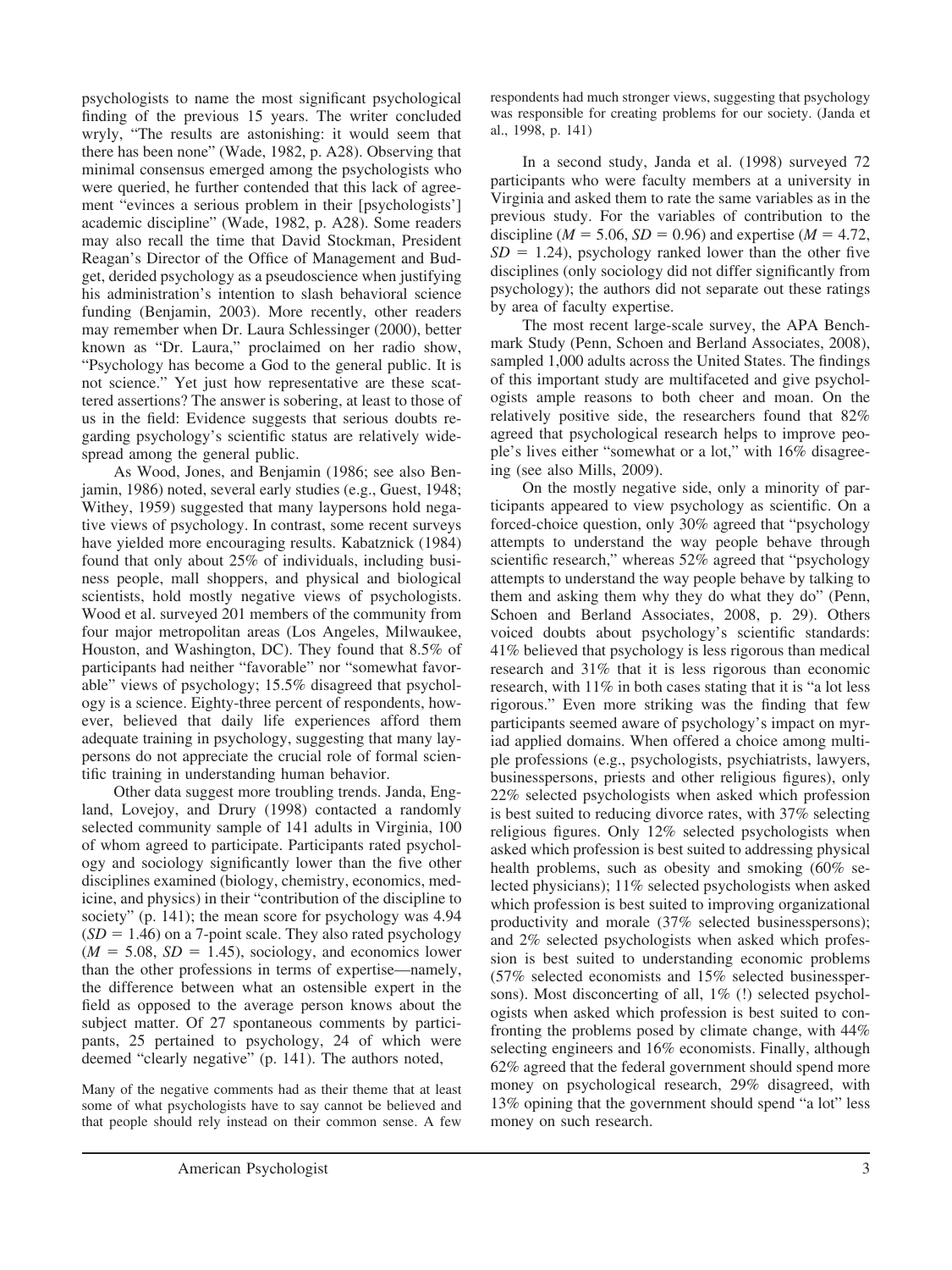psychologists to name the most significant psychological finding of the previous 15 years. The writer concluded wryly, "The results are astonishing: it would seem that there has been none" (Wade, 1982, p. A28). Observing that minimal consensus emerged among the psychologists who were queried, he further contended that this lack of agreement "evinces a serious problem in their [psychologists'] academic discipline" (Wade, 1982, p. A28). Some readers may also recall the time that David Stockman, President Reagan's Director of the Office of Management and Budget, derided psychology as a pseudoscience when justifying his administration's intention to slash behavioral science funding (Benjamin, 2003). More recently, other readers may remember when Dr. Laura Schlessinger (2000), better known as "Dr. Laura," proclaimed on her radio show, "Psychology has become a God to the general public. It is not science." Yet just how representative are these scattered assertions? The answer is sobering, at least to those of us in the field: Evidence suggests that serious doubts regarding psychology's scientific status are relatively widespread among the general public.

As Wood, Jones, and Benjamin (1986; see also Benjamin, 1986) noted, several early studies (e.g., Guest, 1948; Withey, 1959) suggested that many laypersons hold negative views of psychology. In contrast, some recent surveys have yielded more encouraging results. Kabatznick (1984) found that only about 25% of individuals, including business people, mall shoppers, and physical and biological scientists, hold mostly negative views of psychologists. Wood et al. surveyed 201 members of the community from four major metropolitan areas (Los Angeles, Milwaukee, Houston, and Washington, DC). They found that 8.5% of participants had neither "favorable" nor "somewhat favorable" views of psychology; 15.5% disagreed that psychology is a science. Eighty-three percent of respondents, however, believed that daily life experiences afford them adequate training in psychology, suggesting that many laypersons do not appreciate the crucial role of formal scientific training in understanding human behavior.

Other data suggest more troubling trends. Janda, England, Lovejoy, and Drury (1998) contacted a randomly selected community sample of 141 adults in Virginia, 100 of whom agreed to participate. Participants rated psychology and sociology significantly lower than the five other disciplines examined (biology, chemistry, economics, medicine, and physics) in their "contribution of the discipline to society" (p. 141); the mean score for psychology was 4.94 ($SD$ = 1.46) on a 7-point scale. They also rated psychology ($M$ = 5.08, $SD$ = 1.45), sociology, and economics lower than the other professions in terms of expertise—namely, the difference between what an ostensible expert in the field as opposed to the average person knows about the subject matter. Of 27 spontaneous comments by participants, 25 pertained to psychology, 24 of which were deemed "clearly negative" (p. 141). The authors noted,

> Many of the negative comments had as their theme that at least some of what psychologists have to say cannot be believed and that people should rely instead on their common sense. A few respondents had much stronger views, suggesting that psychology was responsible for creating problems for our society. (Janda et al., 1998, p. 141)

In a second study, Janda et al. (1998) surveyed 72 participants who were faculty members at a university in Virginia and asked them to rate the same variables as in the previous study. For the variables of contribution to the discipline ($M$ = 5.06, $SD$ = 0.96) and expertise ($M$ = 4.72, $SD$ = 1.24), psychology ranked lower than the other five disciplines (only sociology did not differ significantly from psychology); the authors did not separate out these ratings by area of faculty expertise.

The most recent large-scale survey, the APA Benchmark Study (Penn, Schoen and Berland Associates, 2008), sampled 1,000 adults across the United States. The findings of this important study are multifaceted and give psychologists ample reasons to both cheer and moan. On the relatively positive side, the researchers found that 82% agreed that psychological research helps to improve people's lives either "somewhat or a lot," with 16% disagreeing (see also Mills, 2009).

On the mostly negative side, only a minority of participants appeared to view psychology as scientific. On a forced-choice question, only 30% agreed that "psychology attempts to understand the way people behave through scientific research," whereas 52% agreed that "psychology attempts to understand the way people behave by talking to them and asking them why they do what they do" (Penn, Schoen and Berland Associates, 2008, p. 29). Others voiced doubts about psychology's scientific standards: 41% believed that psychology is less rigorous than medical research and 31% that it is less rigorous than economic research, with 11% in both cases stating that it is "a lot less rigorous." Even more striking was the finding that few participants seemed aware of psychology's impact on myriad applied domains. When offered a choice among multiple professions (e.g., psychologists, psychiatrists, lawyers, businesspersons, priests and other religious figures), only 22% selected psychologists when asked which profession is best suited to reducing divorce rates, with 37% selecting religious figures. Only 12% selected psychologists when asked which profession is best suited to addressing physical health problems, such as obesity and smoking (60% selected physicians); 11% selected psychologists when asked which profession is best suited to improving organizational productivity and morale (37% selected businesspersons); and 2% selected psychologists when asked which profession is best suited to understanding economic problems (57% selected economists and 15% selected businesspersons). Most disconcerting of all, 1% (!) selected psychologists when asked which profession is best suited to confronting the problems posed by climate change, with 44% selecting engineers and 16% economists. Finally, although 62% agreed that the federal government should spend more money on psychological research, 29% disagreed, with 13% opining that the government should spend "a lot" less money on such research.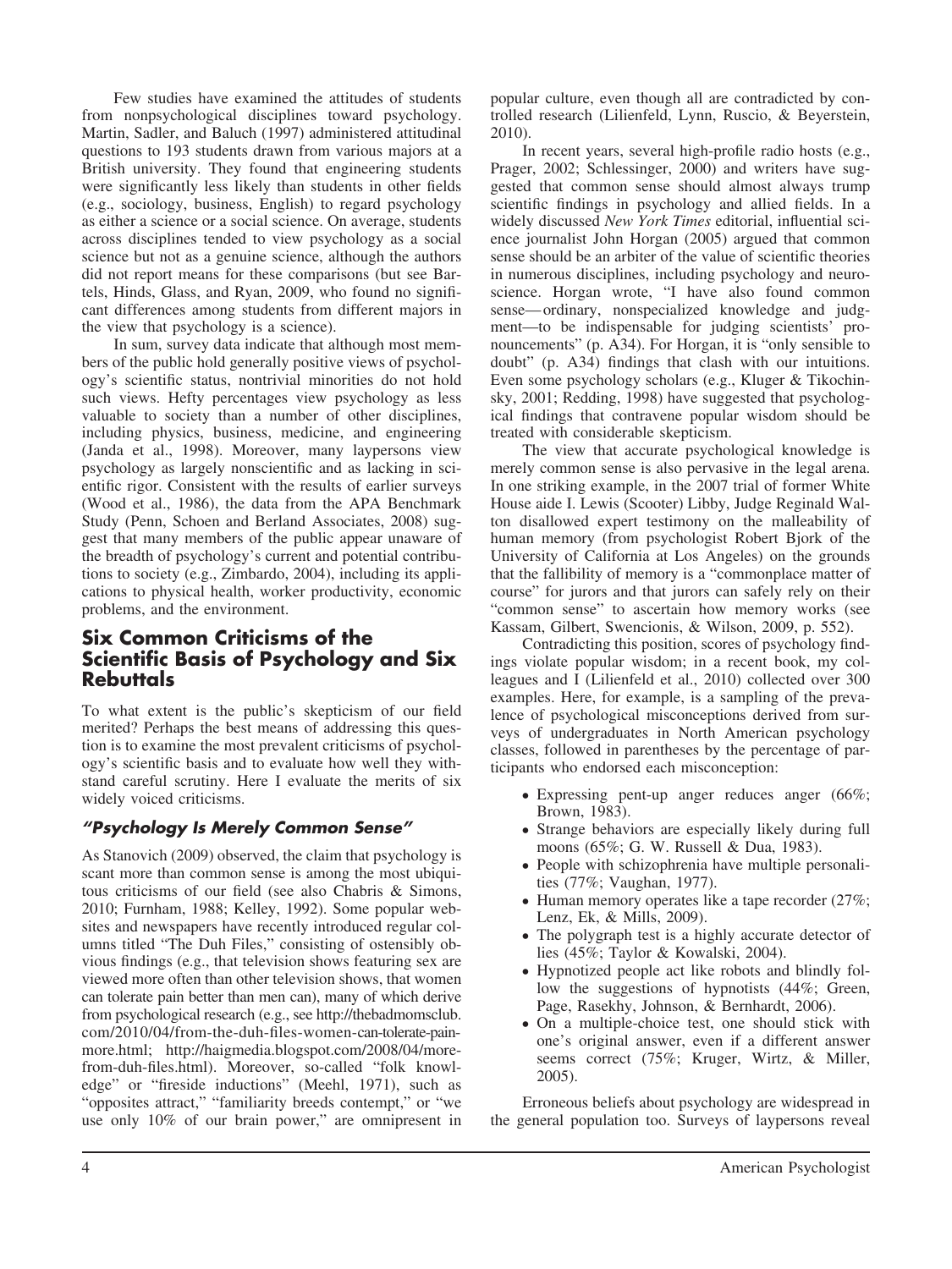Few studies have examined the attitudes of students from nonpsychological disciplines toward psychology. Martin, Sadler, and Baluch (1997) administered attitudinal questions to 193 students drawn from various majors at a British university. They found that engineering students were significantly less likely than students in other fields (e.g., sociology, business, English) to regard psychology as either a science or a social science. On average, students across disciplines tended to view psychology as a social science but not as a genuine science, although the authors did not report means for these comparisons (but see Bartels, Hinds, Glass, and Ryan, 2009, who found no significant differences among students from different majors in the view that psychology is a science).

In sum, survey data indicate that although most members of the public hold generally positive views of psychology's scientific status, nontrivial minorities do not hold such views. Hefty percentages view psychology as less valuable to society than a number of other disciplines, including physics, business, medicine, and engineering (Janda et al., 1998). Moreover, many laypersons view psychology as largely nonscientific and as lacking in scientific rigor. Consistent with the results of earlier surveys (Wood et al., 1986), the data from the APA Benchmark Study (Penn, Schoen and Berland Associates, 2008) suggest that many members of the public appear unaware of the breadth of psychology's current and potential contributions to society (e.g., Zimbardo, 2004), including its applications to physical health, worker productivity, economic problems, and the environment.

## Six Common Criticisms of the Scientific Basis of Psychology and Six Rebuttals

To what extent is the public's skepticism of our field merited? Perhaps the best means of addressing this question is to examine the most prevalent criticisms of psychology's scientific basis and to evaluate how well they withstand careful scrutiny. Here I evaluate the merits of six widely voiced criticisms.

### *"Psychology Is Merely Common Sense"*

As Stanovich (2009) observed, the claim that psychology is scant more than common sense is among the most ubiquitous criticisms of our field (see also Chabris & Simons, 2010; Furnham, 1988; Kelley, 1992). Some popular websites and newspapers have recently introduced regular columns titled "The Duh Files," consisting of ostensibly obvious findings (e.g., that television shows featuring sex are viewed more often than other television shows, that women can tolerate pain better than men can), many of which derive from psychological research (e.g., see http://thebadmomsclub.com/2010/04/from-the-duh-files-women-can-tolerate-pain-more.html; http://haigmedia.blogspot.com/2008/04/more-from-duh-files.html). Moreover, so-called "folk knowledge" or "fireside inductions" (Meehl, 1971), such as "opposites attract," "familiarity breeds contempt," or "we use only 10% of our brain power," are omnipresent in popular culture, even though all are contradicted by controlled research (Lilienfeld, Lynn, Ruscio, & Beyerstein, 2010).

In recent years, several high-profile radio hosts (e.g., Prager, 2002; Schlessinger, 2000) and writers have suggested that common sense should almost always trump scientific findings in psychology and allied fields. In a widely discussed *New York Times* editorial, influential science journalist John Horgan (2005) argued that common sense should be an arbiter of the value of scientific theories in numerous disciplines, including psychology and neuroscience. Horgan wrote, "I have also found common sense—ordinary, nonspecialized knowledge and judgment—to be indispensable for judging scientists' pronouncements" (p. A34). For Horgan, it is "only sensible to doubt" (p. A34) findings that clash with our intuitions. Even some psychology scholars (e.g., Kluger & Tikochinsky, 2001; Redding, 1998) have suggested that psychological findings that contravene popular wisdom should be treated with considerable skepticism.

The view that accurate psychological knowledge is merely common sense is also pervasive in the legal arena. In one striking example, in the 2007 trial of former White House aide I. Lewis (Scooter) Libby, Judge Reginald Walton disallowed expert testimony on the malleability of human memory (from psychologist Robert Bjork of the University of California at Los Angeles) on the grounds that the fallibility of memory is a "commonplace matter of course" for jurors and that jurors can safely rely on their "common sense" to ascertain how memory works (see Kassam, Gilbert, Swencionis, & Wilson, 2009, p. 552).

Contradicting this position, scores of psychology findings violate popular wisdom; in a recent book, my colleagues and I (Lilienfeld et al., 2010) collected over 300 examples. Here, for example, is a sampling of the prevalence of psychological misconceptions derived from surveys of undergraduates in North American psychology classes, followed in parentheses by the percentage of participants who endorsed each misconception:

- Expressing pent-up anger reduces anger (66%; Brown, 1983).
- Strange behaviors are especially likely during full moons (65%; G. W. Russell & Dua, 1983).
- People with schizophrenia have multiple personalities (77%; Vaughan, 1977).
- Human memory operates like a tape recorder (27%; Lenz, Ek, & Mills, 2009).
- The polygraph test is a highly accurate detector of lies (45%; Taylor & Kowalski, 2004).
- Hypnotized people act like robots and blindly follow the suggestions of hypnotists (44%; Green, Page, Rasekhy, Johnson, & Bernhardt, 2006).
- On a multiple-choice test, one should stick with one's original answer, even if a different answer seems correct (75%; Kruger, Wirtz, & Miller, 2005).

Erroneous beliefs about psychology are widespread in the general population too. Surveys of laypersons reveal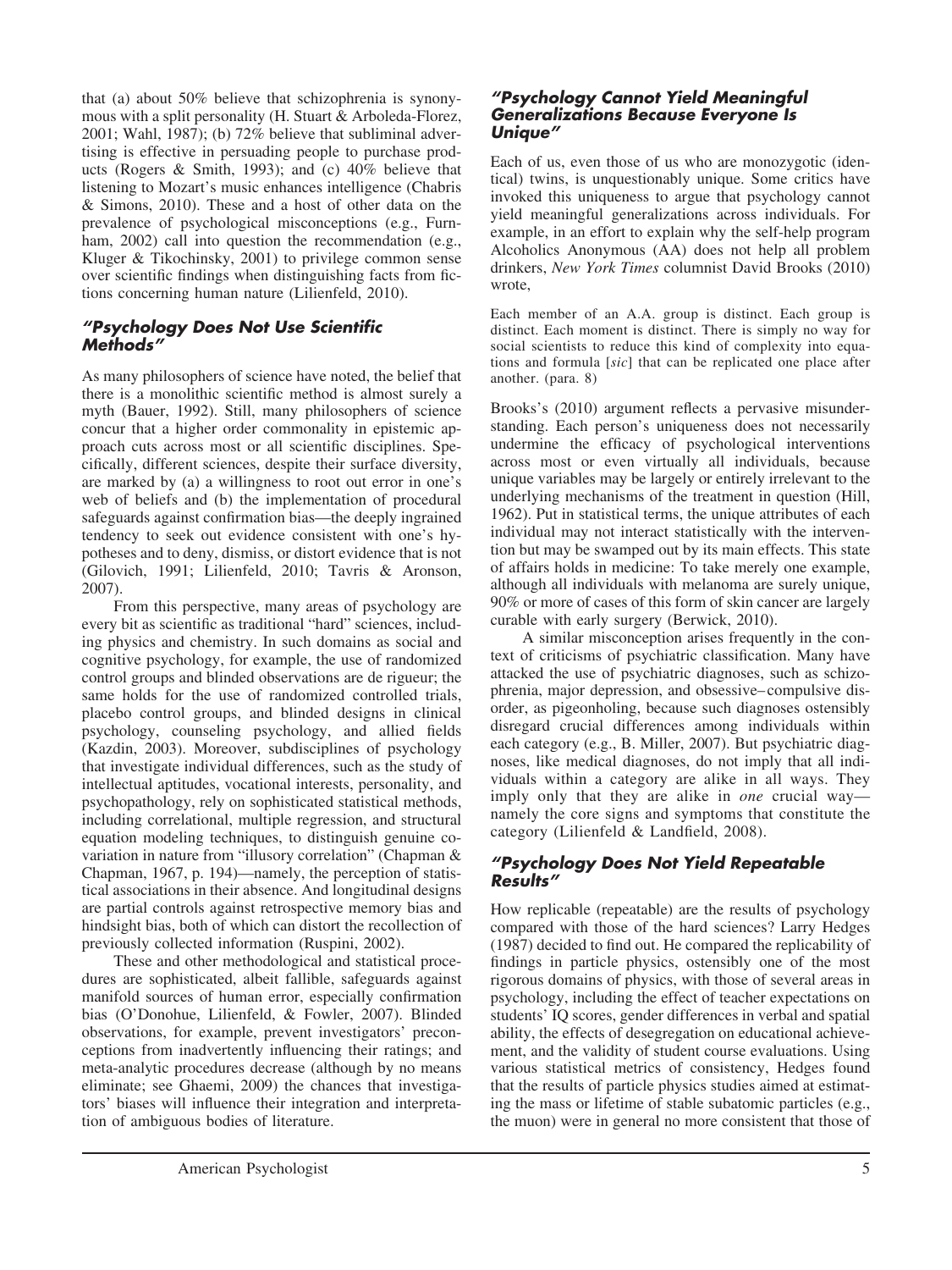that (a) about 50% believe that schizophrenia is synonymous with a split personality (H. Stuart & Arboleda-Florez, 2001; Wahl, 1987); (b) 72% believe that subliminal advertising is effective in persuading people to purchase products (Rogers & Smith, 1993); and (c) 40% believe that listening to Mozart's music enhances intelligence (Chabris & Simons, 2010). These and a host of other data on the prevalence of psychological misconceptions (e.g., Furnham, 2002) call into question the recommendation (e.g., Kluger & Tikochinsky, 2001) to privilege common sense over scientific findings when distinguishing facts from fictions concerning human nature (Lilienfeld, 2010).

### *"Psychology Does Not Use Scientific Methods"*

As many philosophers of science have noted, the belief that there is a monolithic scientific method is almost surely a myth (Bauer, 1992). Still, many philosophers of science concur that a higher order commonality in epistemic approach cuts across most or all scientific disciplines. Specifically, different sciences, despite their surface diversity, are marked by (a) a willingness to root out error in one's web of beliefs and (b) the implementation of procedural safeguards against confirmation bias—the deeply ingrained tendency to seek out evidence consistent with one's hypotheses and to deny, dismiss, or distort evidence that is not (Gilovich, 1991; Lilienfeld, 2010; Tavris & Aronson, 2007).

From this perspective, many areas of psychology are every bit as scientific as traditional "hard" sciences, including physics and chemistry. In such domains as social and cognitive psychology, for example, the use of randomized control groups and blinded observations are de rigueur; the same holds for the use of randomized controlled trials, placebo control groups, and blinded designs in clinical psychology, counseling psychology, and allied fields (Kazdin, 2003). Moreover, subdisciplines of psychology that investigate individual differences, such as the study of intellectual aptitudes, vocational interests, personality, and psychopathology, rely on sophisticated statistical methods, including correlational, multiple regression, and structural equation modeling techniques, to distinguish genuine covariation in nature from "illusory correlation" (Chapman & Chapman, 1967, p. 194)—namely, the perception of statistical associations in their absence. And longitudinal designs are partial controls against retrospective memory bias and hindsight bias, both of which can distort the recollection of previously collected information (Ruspini, 2002).

These and other methodological and statistical procedures are sophisticated, albeit fallible, safeguards against manifold sources of human error, especially confirmation bias (O'Donohue, Lilienfeld, & Fowler, 2007). Blinded observations, for example, prevent investigators' preconceptions from inadvertently influencing their ratings; and meta-analytic procedures decrease (although by no means eliminate; see Ghaemi, 2009) the chances that investigators' biases will influence their integration and interpretation of ambiguous bodies of literature.

### *"Psychology Cannot Yield Meaningful Generalizations Because Everyone Is Unique"*

Each of us, even those of us who are monozygotic (identical) twins, is unquestionably unique. Some critics have invoked this uniqueness to argue that psychology cannot yield meaningful generalizations across individuals. For example, in an effort to explain why the self-help program Alcoholics Anonymous (AA) does not help all problem drinkers, *New York Times* columnist David Brooks (2010) wrote,

> Each member of an A.A. group is distinct. Each group is distinct. Each moment is distinct. There is simply no way for social scientists to reduce this kind of complexity into equations and formula [*sic*] that can be replicated one place after another. (para. 8)

Brooks's (2010) argument reflects a pervasive misunderstanding. Each person's uniqueness does not necessarily undermine the efficacy of psychological interventions across most or even virtually all individuals, because unique variables may be largely or entirely irrelevant to the underlying mechanisms of the treatment in question (Hill, 1962). Put in statistical terms, the unique attributes of each individual may not interact statistically with the intervention but may be swamped out by its main effects. This state of affairs holds in medicine: To take merely one example, although all individuals with melanoma are surely unique, 90% or more of cases of this form of skin cancer are largely curable with early surgery (Berwick, 2010).

A similar misconception arises frequently in the context of criticisms of psychiatric classification. Many have attacked the use of psychiatric diagnoses, such as schizophrenia, major depression, and obsessive–compulsive disorder, as pigeonholing, because such diagnoses ostensibly disregard crucial differences among individuals within each category (e.g., B. Miller, 2007). But psychiatric diagnoses, like medical diagnoses, do not imply that all individuals within a category are alike in all ways. They imply only that they are alike in *one* crucial way—namely the core signs and symptoms that constitute the category (Lilienfeld & Landfield, 2008).

### *"Psychology Does Not Yield Repeatable Results"*

How replicable (repeatable) are the results of psychology compared with those of the hard sciences? Larry Hedges (1987) decided to find out. He compared the replicability of findings in particle physics, ostensibly one of the most rigorous domains of physics, with those of several areas in psychology, including the effect of teacher expectations on students' IQ scores, gender differences in verbal and spatial ability, the effects of desegregation on educational achievement, and the validity of student course evaluations. Using various statistical metrics of consistency, Hedges found that the results of particle physics studies aimed at estimating the mass or lifetime of stable subatomic particles (e.g., the muon) were in general no more consistent that those of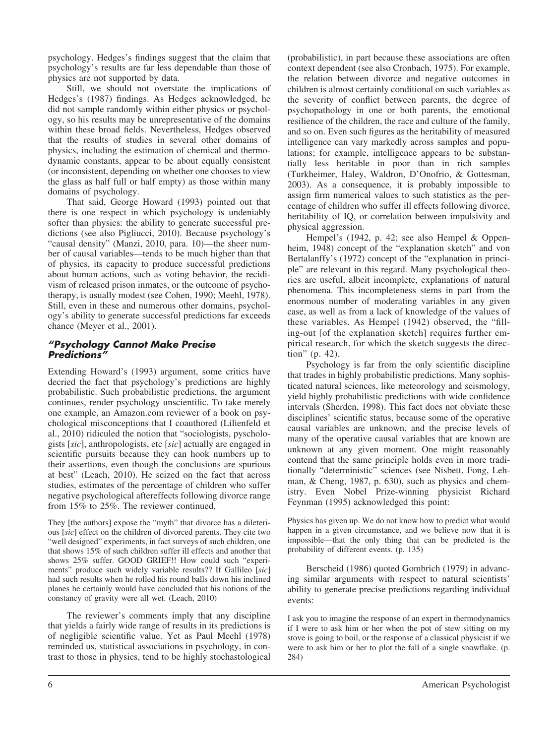psychology. Hedges's findings suggest that the claim that psychology's results are far less dependable than those of physics are not supported by data.

Still, we should not overstate the implications of Hedges's (1987) findings. As Hedges acknowledged, he did not sample randomly within either physics or psychology, so his results may be unrepresentative of the domains within these broad fields. Nevertheless, Hedges observed that the results of studies in several other domains of physics, including the estimation of chemical and thermodynamic constants, appear to be about equally consistent (or inconsistent, depending on whether one chooses to view the glass as half full or half empty) as those within many domains of psychology.

That said, George Howard (1993) pointed out that there is one respect in which psychology is undeniably softer than physics: the ability to generate successful predictions (see also Pigliucci, 2010). Because psychology's "causal density" (Manzi, 2010, para. 10)—the sheer number of causal variables—tends to be much higher than that of physics, its capacity to produce successful predictions about human actions, such as voting behavior, the recidivism of released prison inmates, or the outcome of psychotherapy, is usually modest (see Cohen, 1990; Meehl, 1978). Still, even in these and numerous other domains, psychology's ability to generate successful predictions far exceeds chance (Meyer et al., 2001).

### *"Psychology Cannot Make Precise Predictions"*

Extending Howard's (1993) argument, some critics have decried the fact that psychology's predictions are highly probabilistic. Such probabilistic predictions, the argument continues, render psychology unscientific. To take merely one example, an Amazon.com reviewer of a book on psychological misconceptions that I coauthored (Lilienfeld et al., 2010) ridiculed the notion that "sociologists, pyschologists [*sic*], anthropologists, etc [*sic*] actually are engaged in scientific pursuits because they can hook numbers up to their assertions, even though the conclusions are spurious at best" (Leach, 2010). He seized on the fact that across studies, estimates of the percentage of children who suffer negative psychological aftereffects following divorce range from 15% to 25%. The reviewer continued,

> They [the authors] expose the "myth" that divorce has a dileterious [*sic*] effect on the children of divorced parents. They cite two "well designed" experiments, in fact surveys of such children, one that shows 15% of such children suffer ill effects and another that shows 25% suffer. GOOD GRIEF!! How could such "experiments" produce such widely variable results?? If Gallileo [*sic*] had such results when he rolled his round balls down his inclined planes he certainly would have concluded that his notions of the constancy of gravity were all wet. (Leach, 2010)

The reviewer's comments imply that any discipline that yields a fairly wide range of results in its predictions is of negligible scientific value. Yet as Paul Meehl (1978) reminded us, statistical associations in psychology, in contrast to those in physics, tend to be highly stochastological (probabilistic), in part because these associations are often context dependent (see also Cronbach, 1975). For example, the relation between divorce and negative outcomes in children is almost certainly conditional on such variables as the severity of conflict between parents, the degree of psychopathology in one or both parents, the emotional resilience of the children, the race and culture of the family, and so on. Even such figures as the heritability of measured intelligence can vary markedly across samples and populations; for example, intelligence appears to be substantially less heritable in poor than in rich samples (Turkheimer, Haley, Waldron, D'Onofrio, & Gottesman, 2003). As a consequence, it is probably impossible to assign firm numerical values to such statistics as the percentage of children who suffer ill effects following divorce, heritability of IQ, or correlation between impulsivity and physical aggression.

Hempel's (1942, p. 42; see also Hempel & Oppenheim, 1948) concept of the "explanation sketch" and von Bertalanffy's (1972) concept of the "explanation in principle" are relevant in this regard. Many psychological theories are useful, albeit incomplete, explanations of natural phenomena. This incompleteness stems in part from the enormous number of moderating variables in any given case, as well as from a lack of knowledge of the values of these variables. As Hempel (1942) observed, the "filling-out [of the explanation sketch] requires further empirical research, for which the sketch suggests the direction" (p. 42).

Psychology is far from the only scientific discipline that trades in highly probabilistic predictions. Many sophisticated natural sciences, like meteorology and seismology, yield highly probabilistic predictions with wide confidence intervals (Sherden, 1998). This fact does not obviate these disciplines' scientific status, because some of the operative causal variables are unknown, and the precise levels of many of the operative causal variables that are known are unknown at any given moment. One might reasonably contend that the same principle holds even in more traditionally "deterministic" sciences (see Nisbett, Fong, Lehman, & Cheng, 1987, p. 630), such as physics and chemistry. Even Nobel Prize-winning physicist Richard Feynman (1995) acknowledged this point:

> Physics has given up. We do not know how to predict what would happen in a given circumstance, and we believe now that it is impossible—that the only thing that can be predicted is the probability of different events. (p. 135)

Berscheid (1986) quoted Gombrich (1979) in advancing similar arguments with respect to natural scientists' ability to generate precise predictions regarding individual events:

> I ask you to imagine the response of an expert in thermodynamics if I were to ask him or her when the pot of stew sitting on my stove is going to boil, or the response of a classical physicist if we were to ask him or her to plot the fall of a single snowflake. (p. 284)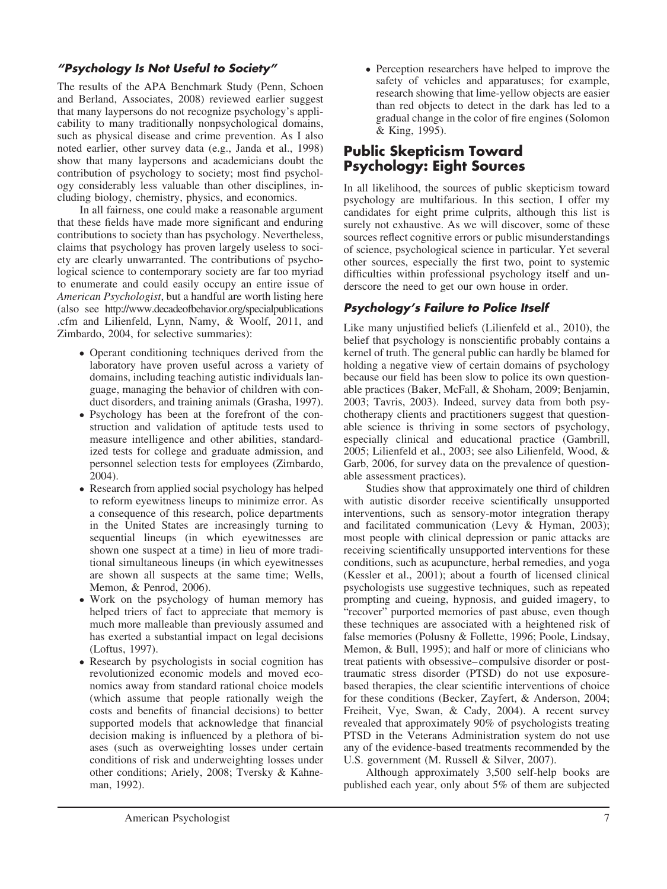### *"Psychology Is Not Useful to Society"*

The results of the APA Benchmark Study (Penn, Schoen and Berland, Associates, 2008) reviewed earlier suggest that many laypersons do not recognize psychology's applicability to many traditionally nonpsychological domains, such as physical disease and crime prevention. As I also noted earlier, other survey data (e.g., Janda et al., 1998) show that many laypersons and academicians doubt the contribution of psychology to society; most find psychology considerably less valuable than other disciplines, including biology, chemistry, physics, and economics.

In all fairness, one could make a reasonable argument that these fields have made more significant and enduring contributions to society than has psychology. Nevertheless, claims that psychology has proven largely useless to society are clearly unwarranted. The contributions of psychological science to contemporary society are far too myriad to enumerate and could easily occupy an entire issue of *American Psychologist*, but a handful are worth listing here (also see http://www.decadeofbehavior.org/specialpublications.cfm and Lilienfeld, Lynn, Namy, & Woolf, 2011, and Zimbardo, 2004, for selective summaries):

- Operant conditioning techniques derived from the laboratory have proven useful across a variety of domains, including teaching autistic individuals language, managing the behavior of children with conduct disorders, and training animals (Grasha, 1997).
- Psychology has been at the forefront of the construction and validation of aptitude tests used to measure intelligence and other abilities, standardized tests for college and graduate admission, and personnel selection tests for employees (Zimbardo, 2004).
- Research from applied social psychology has helped to reform eyewitness lineups to minimize error. As a consequence of this research, police departments in the United States are increasingly turning to sequential lineups (in which eyewitnesses are shown one suspect at a time) in lieu of more traditional simultaneous lineups (in which eyewitnesses are shown all suspects at the same time; Wells, Memon, & Penrod, 2006).
- Work on the psychology of human memory has helped triers of fact to appreciate that memory is much more malleable than previously assumed and has exerted a substantial impact on legal decisions (Loftus, 1997).
- Research by psychologists in social cognition has revolutionized economic models and moved economics away from standard rational choice models (which assume that people rationally weigh the costs and benefits of financial decisions) to better supported models that acknowledge that financial decision making is influenced by a plethora of biases (such as overweighting losses under certain conditions of risk and underweighting losses under other conditions; Ariely, 2008; Tversky & Kahneman, 1992).
- Perception researchers have helped to improve the safety of vehicles and apparatuses; for example, research showing that lime-yellow objects are easier than red objects to detect in the dark has led to a gradual change in the color of fire engines (Solomon & King, 1995).

## Public Skepticism Toward Psychology: Eight Sources

In all likelihood, the sources of public skepticism toward psychology are multifarious. In this section, I offer my candidates for eight prime culprits, although this list is surely not exhaustive. As we will discover, some of these sources reflect cognitive errors or public misunderstandings of science, psychological science in particular. Yet several other sources, especially the first two, point to systemic difficulties within professional psychology itself and underscore the need to get our own house in order.

### *Psychology's Failure to Police Itself*

Like many unjustified beliefs (Lilienfeld et al., 2010), the belief that psychology is nonscientific probably contains a kernel of truth. The general public can hardly be blamed for holding a negative view of certain domains of psychology because our field has been slow to police its own questionable practices (Baker, McFall, & Shoham, 2009; Benjamin, 2003; Tavris, 2003). Indeed, survey data from both psychotherapy clients and practitioners suggest that questionable science is thriving in some sectors of psychology, especially clinical and educational practice (Gambrill, 2005; Lilienfeld et al., 2003; see also Lilienfeld, Wood, & Garb, 2006, for survey data on the prevalence of questionable assessment practices).

Studies show that approximately one third of children with autistic disorder receive scientifically unsupported interventions, such as sensory-motor integration therapy and facilitated communication (Levy & Hyman, 2003); most people with clinical depression or panic attacks are receiving scientifically unsupported interventions for these conditions, such as acupuncture, herbal remedies, and yoga (Kessler et al., 2001); about a fourth of licensed clinical psychologists use suggestive techniques, such as repeated prompting and cueing, hypnosis, and guided imagery, to "recover" purported memories of past abuse, even though these techniques are associated with a heightened risk of false memories (Polusny & Follette, 1996; Poole, Lindsay, Memon, & Bull, 1995); and half or more of clinicians who treat patients with obsessive–compulsive disorder or posttraumatic stress disorder (PTSD) do not use exposure-based therapies, the clear scientific interventions of choice for these conditions (Becker, Zayfert, & Anderson, 2004; Freiheit, Vye, Swan, & Cady, 2004). A recent survey revealed that approximately 90% of psychologists treating PTSD in the Veterans Administration system do not use any of the evidence-based treatments recommended by the U.S. government (M. Russell & Silver, 2007).

Although approximately 3,500 self-help books are published each year, only about 5% of them are subjected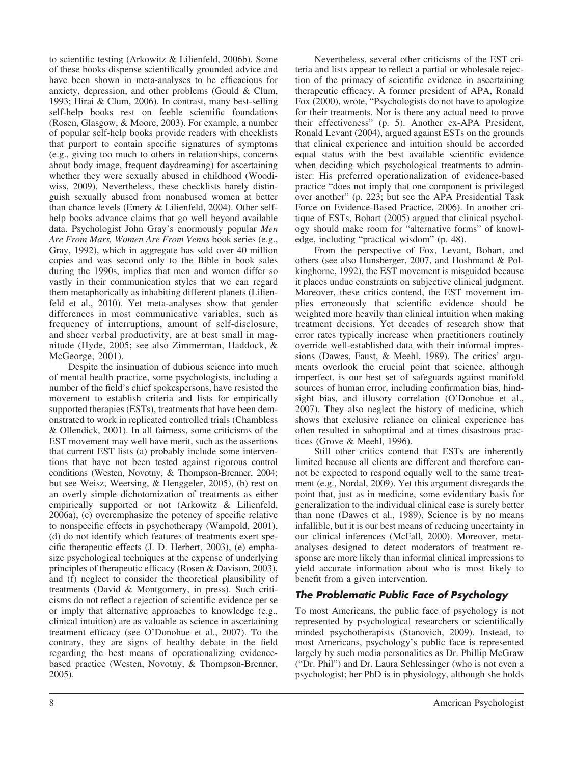to scientific testing (Arkowitz & Lilienfeld, 2006b). Some of these books dispense scientifically grounded advice and have been shown in meta-analyses to be efficacious for anxiety, depression, and other problems (Gould & Clum, 1993; Hirai & Clum, 2006). In contrast, many best-selling self-help books rest on feeble scientific foundations (Rosen, Glasgow, & Moore, 2003). For example, a number of popular self-help books provide readers with checklists that purport to contain specific signatures of symptoms (e.g., giving too much to others in relationships, concerns about body image, frequent daydreaming) for ascertaining whether they were sexually abused in childhood (Woodiwiss, 2009). Nevertheless, these checklists barely distinguish sexually abused from nonabused women at better than chance levels (Emery & Lilienfeld, 2004). Other self-help books advance claims that go well beyond available data. Psychologist John Gray's enormously popular *Men Are From Mars, Women Are From Venus* book series (e.g., Gray, 1992), which in aggregate has sold over 40 million copies and was second only to the Bible in book sales during the 1990s, implies that men and women differ so vastly in their communication styles that we can regard them metaphorically as inhabiting different planets (Lilienfeld et al., 2010). Yet meta-analyses show that gender differences in most communicative variables, such as frequency of interruptions, amount of self-disclosure, and sheer verbal productivity, are at best small in magnitude (Hyde, 2005; see also Zimmerman, Haddock, & McGeorge, 2001).

Despite the insinuation of dubious science into much of mental health practice, some psychologists, including a number of the field's chief spokespersons, have resisted the movement to establish criteria and lists for empirically supported therapies (ESTs), treatments that have been demonstrated to work in replicated controlled trials (Chambless & Ollendick, 2001). In all fairness, some criticisms of the EST movement may well have merit, such as the assertions that current EST lists (a) probably include some interventions that have not been tested against rigorous control conditions (Westen, Novotny, & Thompson-Brenner, 2004; but see Weisz, Weersing, & Henggeler, 2005), (b) rest on an overly simple dichotomization of treatments as either empirically supported or not (Arkowitz & Lilienfeld, 2006a), (c) overemphasize the potency of specific relative to nonspecific effects in psychotherapy (Wampold, 2001), (d) do not identify which features of treatments exert specific therapeutic effects (J. D. Herbert, 2003), (e) emphasize psychological techniques at the expense of underlying principles of therapeutic efficacy (Rosen & Davison, 2003), and (f) neglect to consider the theoretical plausibility of treatments (David & Montgomery, in press). Such criticisms do not reflect a rejection of scientific evidence per se or imply that alternative approaches to knowledge (e.g., clinical intuition) are as valuable as science in ascertaining treatment efficacy (see O'Donohue et al., 2007). To the contrary, they are signs of healthy debate in the field regarding the best means of operationalizing evidence-based practice (Westen, Novotny, & Thompson-Brenner, 2005).

Nevertheless, several other criticisms of the EST criteria and lists appear to reflect a partial or wholesale rejection of the primacy of scientific evidence in ascertaining therapeutic efficacy. A former president of APA, Ronald Fox (2000), wrote, "Psychologists do not have to apologize for their treatments. Nor is there any actual need to prove their effectiveness" (p. 5). Another ex-APA President, Ronald Levant (2004), argued against ESTs on the grounds that clinical experience and intuition should be accorded equal status with the best available scientific evidence when deciding which psychological treatments to administer: His preferred operationalization of evidence-based practice "does not imply that one component is privileged over another" (p. 223; but see the APA Presidential Task Force on Evidence-Based Practice, 2006). In another critique of ESTs, Bohart (2005) argued that clinical psychology should make room for "alternative forms" of knowledge, including "practical wisdom" (p. 48).

From the perspective of Fox, Levant, Bohart, and others (see also Hunsberger, 2007, and Hoshmand & Polkinghorne, 1992), the EST movement is misguided because it places undue constraints on subjective clinical judgment. Moreover, these critics contend, the EST movement implies erroneously that scientific evidence should be weighted more heavily than clinical intuition when making treatment decisions. Yet decades of research show that error rates typically increase when practitioners routinely override well-established data with their informal impressions (Dawes, Faust, & Meehl, 1989). The critics' arguments overlook the crucial point that science, although imperfect, is our best set of safeguards against manifold sources of human error, including confirmation bias, hindsight bias, and illusory correlation (O'Donohue et al., 2007). They also neglect the history of medicine, which shows that exclusive reliance on clinical experience has often resulted in suboptimal and at times disastrous practices (Grove & Meehl, 1996).

Still other critics contend that ESTs are inherently limited because all clients are different and therefore cannot be expected to respond equally well to the same treatment (e.g., Nordal, 2009). Yet this argument disregards the point that, just as in medicine, some evidentiary basis for generalization to the individual clinical case is surely better than none (Dawes et al., 1989). Science is by no means infallible, but it is our best means of reducing uncertainty in our clinical inferences (McFall, 2000). Moreover, meta-analyses designed to detect moderators of treatment response are more likely than informal clinical impressions to yield accurate information about who is most likely to benefit from a given intervention.

## The Problematic Public Face of Psychology

To most Americans, the public face of psychology is not represented by psychological researchers or scientifically minded psychotherapists (Stanovich, 2009). Instead, to most Americans, psychology's public face is represented largely by such media personalities as Dr. Phillip McGraw ("Dr. Phil") and Dr. Laura Schlessinger (who is not even a psychologist; her PhD is in physiology, although she holds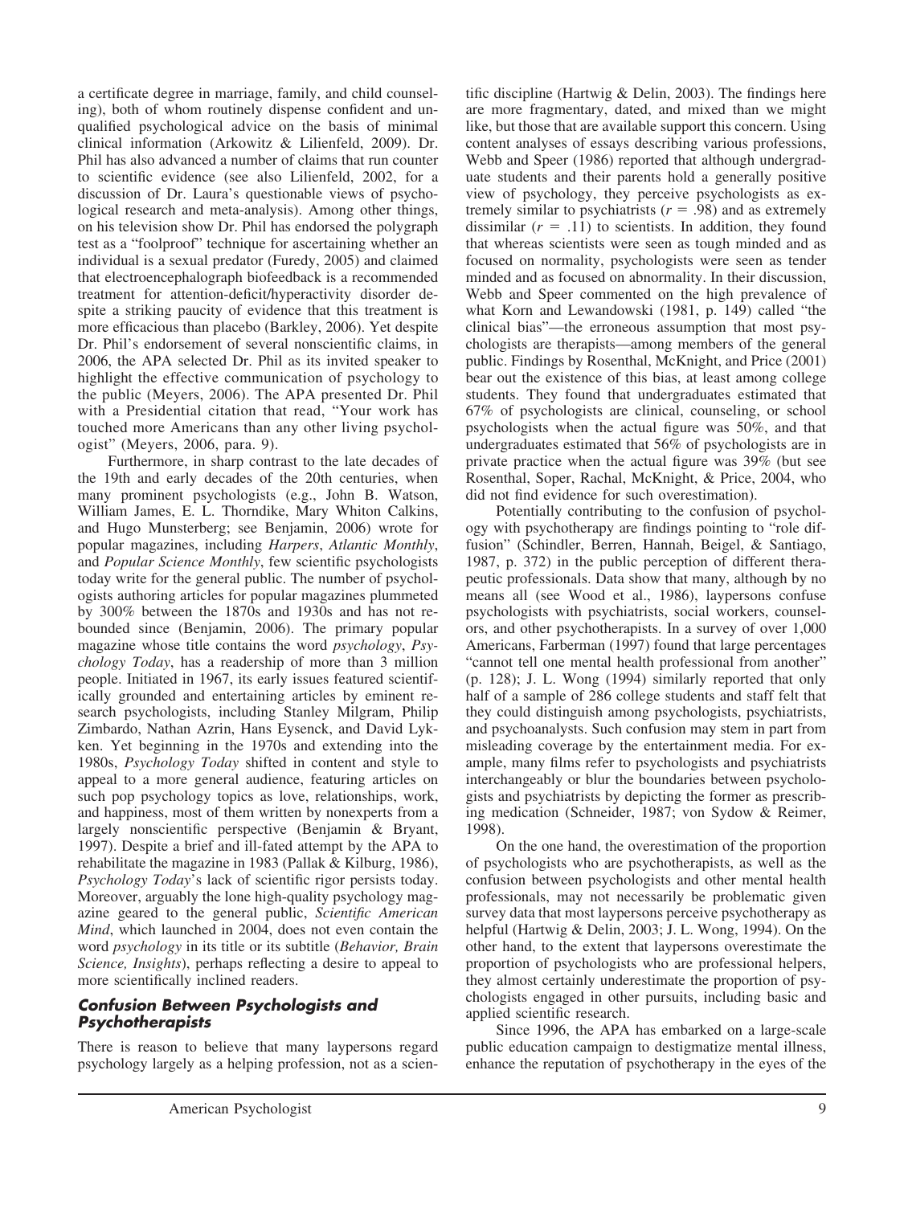a certificate degree in marriage, family, and child counseling), both of whom routinely dispense confident and unqualified psychological advice on the basis of minimal clinical information (Arkowitz & Lilienfeld, 2009). Dr. Phil has also advanced a number of claims that run counter to scientific evidence (see also Lilienfeld, 2002, for a discussion of Dr. Laura's questionable views of psychological research and meta-analysis). Among other things, on his television show Dr. Phil has endorsed the polygraph test as a "foolproof" technique for ascertaining whether an individual is a sexual predator (Furedy, 2005) and claimed that electroencephalograph biofeedback is a recommended treatment for attention-deficit/hyperactivity disorder despite a striking paucity of evidence that this treatment is more efficacious than placebo (Barkley, 2006). Yet despite Dr. Phil's endorsement of several nonscientific claims, in 2006, the APA selected Dr. Phil as its invited speaker to highlight the effective communication of psychology to the public (Meyers, 2006). The APA presented Dr. Phil with a Presidential citation that read, "Your work has touched more Americans than any other living psychologist" (Meyers, 2006, para. 9).

Furthermore, in sharp contrast to the late decades of the 19th and early decades of the 20th centuries, when many prominent psychologists (e.g., John B. Watson, William James, E. L. Thorndike, Mary Whiton Calkins, and Hugo Munsterberg; see Benjamin, 2006) wrote for popular magazines, including *Harpers*, *Atlantic Monthly*, and *Popular Science Monthly*, few scientific psychologists today write for the general public. The number of psychologists authoring articles for popular magazines plummeted by 300% between the 1870s and 1930s and has not rebounded since (Benjamin, 2006). The primary popular magazine whose title contains the word *psychology*, *Psychology Today*, has a readership of more than 3 million people. Initiated in 1967, its early issues featured scientifically grounded and entertaining articles by eminent research psychologists, including Stanley Milgram, Philip Zimbardo, Nathan Azrin, Hans Eysenck, and David Lykken. Yet beginning in the 1970s and extending into the 1980s, *Psychology Today* shifted in content and style to appeal to a more general audience, featuring articles on such pop psychology topics as love, relationships, work, and happiness, most of them written by nonexperts from a largely nonscientific perspective (Benjamin & Bryant, 1997). Despite a brief and ill-fated attempt by the APA to rehabilitate the magazine in 1983 (Pallak & Kilburg, 1986), *Psychology Today*'s lack of scientific rigor persists today. Moreover, arguably the lone high-quality psychology magazine geared to the general public, *Scientific American Mind*, which launched in 2004, does not even contain the word *psychology* in its title or its subtitle (*Behavior, Brain Science, Insights*), perhaps reflecting a desire to appeal to more scientifically inclined readers.

### Confusion Between Psychologists and Psychotherapists

There is reason to believe that many laypersons regard psychology largely as a helping profession, not as a scientific discipline (Hartwig & Delin, 2003). The findings here are more fragmentary, dated, and mixed than we might like, but those that are available support this concern. Using content analyses of essays describing various professions, Webb and Speer (1986) reported that although undergraduate students and their parents hold a generally positive view of psychology, they perceive psychologists as extremely similar to psychiatrists ($r = .98$) and as extremely dissimilar ($r = .11$) to scientists. In addition, they found that whereas scientists were seen as tough minded and as focused on normality, psychologists were seen as tender minded and as focused on abnormality. In their discussion, Webb and Speer commented on the high prevalence of what Korn and Lewandowski (1981, p. 149) called "the clinical bias"—the erroneous assumption that most psychologists are therapists—among members of the general public. Findings by Rosenthal, McKnight, and Price (2001) bear out the existence of this bias, at least among college students. They found that undergraduates estimated that 67% of psychologists are clinical, counseling, or school psychologists when the actual figure was 50%, and that undergraduates estimated that 56% of psychologists are in private practice when the actual figure was 39% (but see Rosenthal, Soper, Rachal, McKnight, & Price, 2004, who did not find evidence for such overestimation).

Potentially contributing to the confusion of psychology with psychotherapy are findings pointing to "role diffusion" (Schindler, Berren, Hannah, Beigel, & Santiago, 1987, p. 372) in the public perception of different therapeutic professionals. Data show that many, although by no means all (see Wood et al., 1986), laypersons confuse psychologists with psychiatrists, social workers, counselors, and other psychotherapists. In a survey of over 1,000 Americans, Farberman (1997) found that large percentages "cannot tell one mental health professional from another" (p. 128); J. L. Wong (1994) similarly reported that only half of a sample of 286 college students and staff felt that they could distinguish among psychologists, psychiatrists, and psychoanalysts. Such confusion may stem in part from misleading coverage by the entertainment media. For example, many films refer to psychologists and psychiatrists interchangeably or blur the boundaries between psychologists and psychiatrists by depicting the former as prescribing medication (Schneider, 1987; von Sydow & Reimer, 1998).

On the one hand, the overestimation of the proportion of psychologists who are psychotherapists, as well as the confusion between psychologists and other mental health professionals, may not necessarily be problematic given survey data that most laypersons perceive psychotherapy as helpful (Hartwig & Delin, 2003; J. L. Wong, 1994). On the other hand, to the extent that laypersons overestimate the proportion of psychologists who are professional helpers, they almost certainly underestimate the proportion of psychologists engaged in other pursuits, including basic and applied scientific research.

Since 1996, the APA has embarked on a large-scale public education campaign to destigmatize mental illness, enhance the reputation of psychotherapy in the eyes of the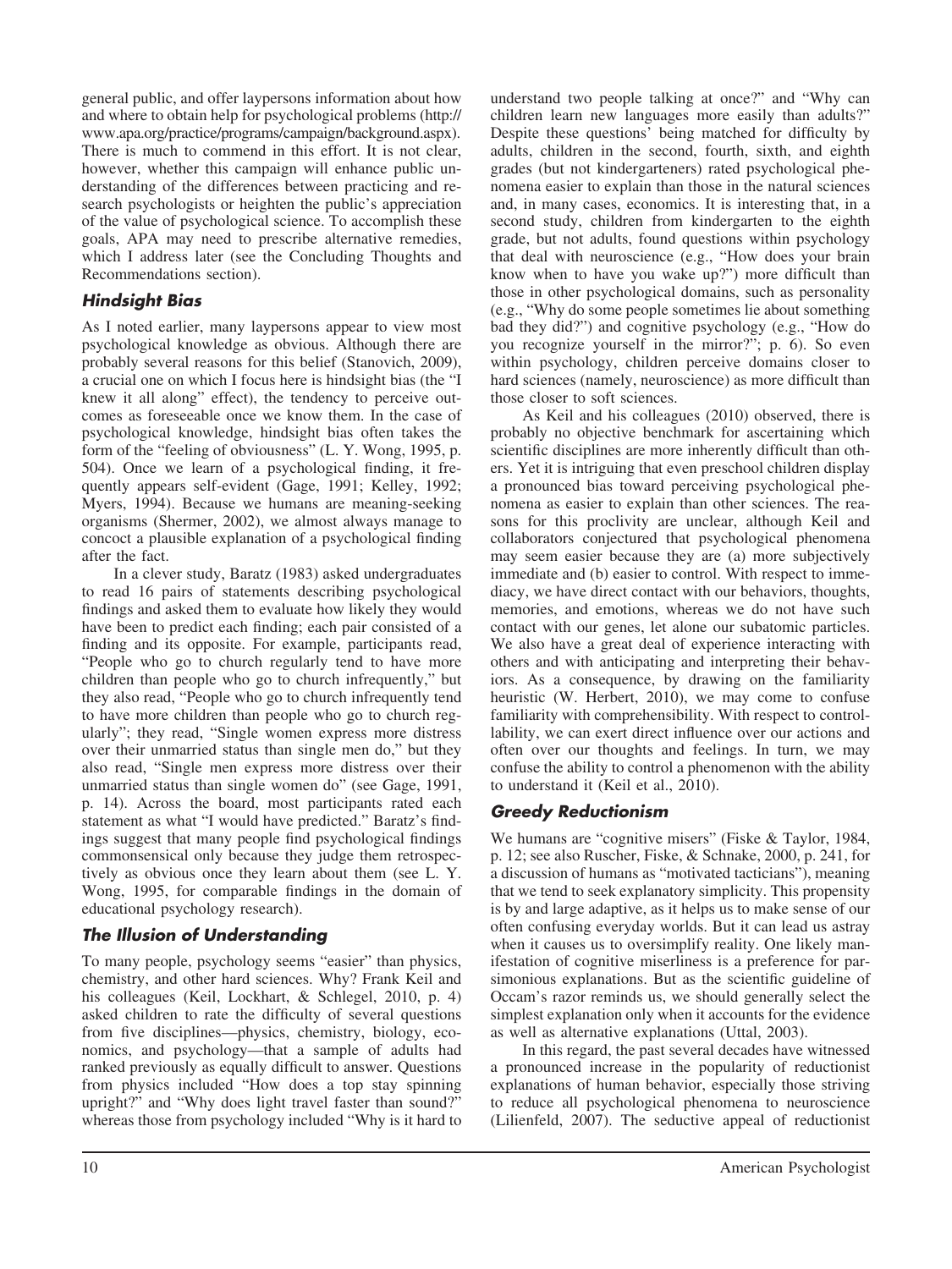general public, and offer laypersons information about how and where to obtain help for psychological problems (http://www.apa.org/practice/programs/campaign/background.aspx). There is much to commend in this effort. It is not clear, however, whether this campaign will enhance public understanding of the differences between practicing and research psychologists or heighten the public's appreciation of the value of psychological science. To accomplish these goals, APA may need to prescribe alternative remedies, which I address later (see the Concluding Thoughts and Recommendations section).

### *Hindsight Bias*

As I noted earlier, many laypersons appear to view most psychological knowledge as obvious. Although there are probably several reasons for this belief (Stanovich, 2009), a crucial one on which I focus here is hindsight bias (the "I knew it all along" effect), the tendency to perceive outcomes as foreseeable once we know them. In the case of psychological knowledge, hindsight bias often takes the form of the "feeling of obviousness" (L. Y. Wong, 1995, p. 504). Once we learn of a psychological finding, it frequently appears self-evident (Gage, 1991; Kelley, 1992; Myers, 1994). Because we humans are meaning-seeking organisms (Shermer, 2002), we almost always manage to concoct a plausible explanation of a psychological finding after the fact.

In a clever study, Baratz (1983) asked undergraduates to read 16 pairs of statements describing psychological findings and asked them to evaluate how likely they would have been to predict each finding; each pair consisted of a finding and its opposite. For example, participants read, "People who go to church regularly tend to have more children than people who go to church infrequently," but they also read, "People who go to church infrequently tend to have more children than people who go to church regularly"; they read, "Single women express more distress over their unmarried status than single men do," but they also read, "Single men express more distress over their unmarried status than single women do" (see Gage, 1991, p. 14). Across the board, most participants rated each statement as what "I would have predicted." Baratz's findings suggest that many people find psychological findings commonsensical only because they judge them retrospectively as obvious once they learn about them (see L. Y. Wong, 1995, for comparable findings in the domain of educational psychology research).

### *The Illusion of Understanding*

To many people, psychology seems "easier" than physics, chemistry, and other hard sciences. Why? Frank Keil and his colleagues (Keil, Lockhart, & Schlegel, 2010, p. 4) asked children to rate the difficulty of several questions from five disciplines—physics, chemistry, biology, economics, and psychology—that a sample of adults had ranked previously as equally difficult to answer. Questions from physics included "How does a top stay spinning upright?" and "Why does light travel faster than sound?" whereas those from psychology included "Why is it hard to understand two people talking at once?" and "Why can children learn new languages more easily than adults?" Despite these questions' being matched for difficulty by adults, children in the second, fourth, sixth, and eighth grades (but not kindergarteners) rated psychological phenomena easier to explain than those in the natural sciences and, in many cases, economics. It is interesting that, in a second study, children from kindergarten to the eighth grade, but not adults, found questions within psychology that deal with neuroscience (e.g., "How does your brain know when to have you wake up?") more difficult than those in other psychological domains, such as personality (e.g., "Why do some people sometimes lie about something bad they did?") and cognitive psychology (e.g., "How do you recognize yourself in the mirror?"; p. 6). So even within psychology, children perceive domains closer to hard sciences (namely, neuroscience) as more difficult than those closer to soft sciences.

As Keil and his colleagues (2010) observed, there is probably no objective benchmark for ascertaining which scientific disciplines are more inherently difficult than others. Yet it is intriguing that even preschool children display a pronounced bias toward perceiving psychological phenomena as easier to explain than other sciences. The reasons for this proclivity are unclear, although Keil and collaborators conjectured that psychological phenomena may seem easier because they are (a) more subjectively immediate and (b) easier to control. With respect to immediacy, we have direct contact with our behaviors, thoughts, memories, and emotions, whereas we do not have such contact with our genes, let alone our subatomic particles. We also have a great deal of experience interacting with others and with anticipating and interpreting their behaviors. As a consequence, by drawing on the familiarity heuristic (W. Herbert, 2010), we may come to confuse familiarity with comprehensibility. With respect to controllability, we can exert direct influence over our actions and often over our thoughts and feelings. In turn, we may confuse the ability to control a phenomenon with the ability to understand it (Keil et al., 2010).

### *Greedy Reductionism*

We humans are "cognitive misers" (Fiske & Taylor, 1984, p. 12; see also Ruscher, Fiske, & Schnake, 2000, p. 241, for a discussion of humans as "motivated tacticians"), meaning that we tend to seek explanatory simplicity. This propensity is by and large adaptive, as it helps us to make sense of our often confusing everyday worlds. But it can lead us astray when it causes us to oversimplify reality. One likely manifestation of cognitive miserliness is a preference for parsimonious explanations. But as the scientific guideline of Occam's razor reminds us, we should generally select the simplest explanation only when it accounts for the evidence as well as alternative explanations (Uttal, 2003).

In this regard, the past several decades have witnessed a pronounced increase in the popularity of reductionist explanations of human behavior, especially those striving to reduce all psychological phenomena to neuroscience (Lilienfeld, 2007). The seductive appeal of reductionist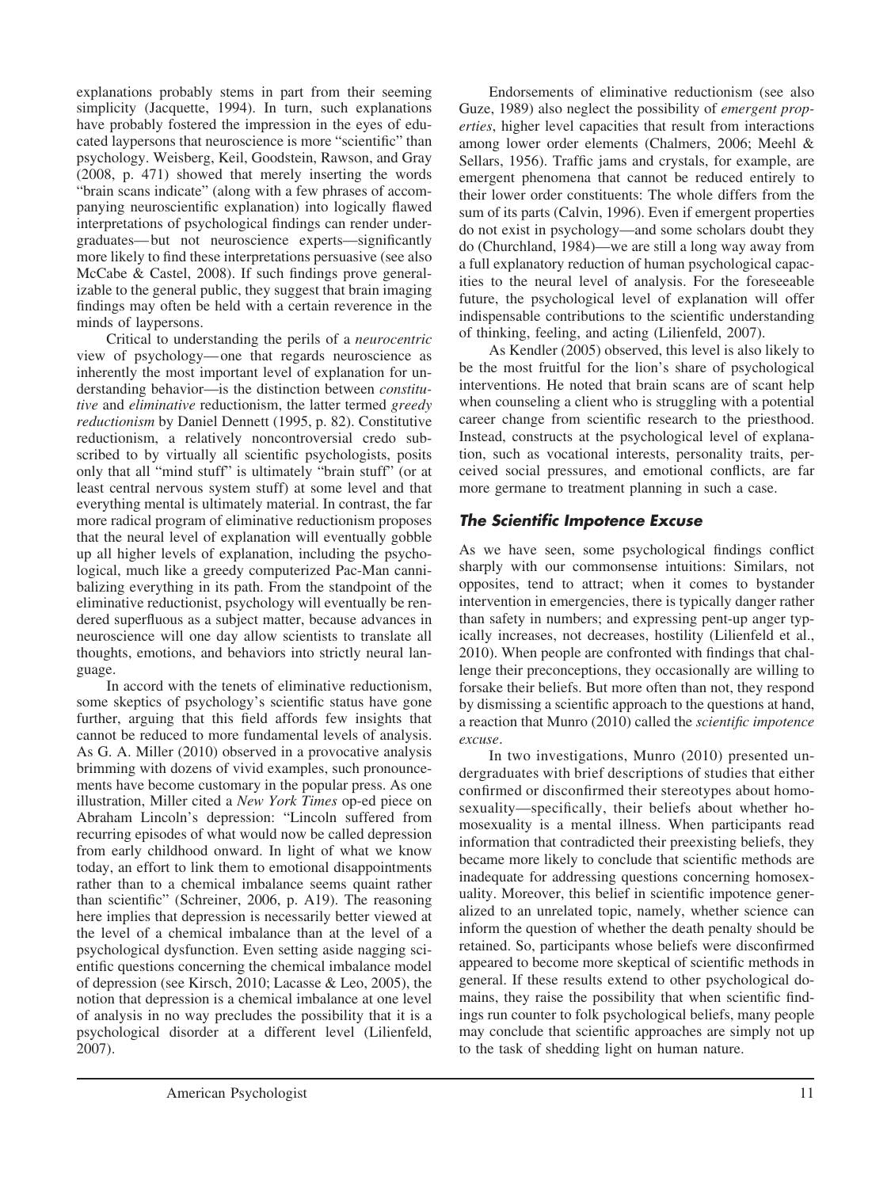explanations probably stems in part from their seeming simplicity (Jacquette, 1994). In turn, such explanations have probably fostered the impression in the eyes of educated laypersons that neuroscience is more "scientific" than psychology. Weisberg, Keil, Goodstein, Rawson, and Gray (2008, p. 471) showed that merely inserting the words "brain scans indicate" (along with a few phrases of accompanying neuroscientific explanation) into logically flawed interpretations of psychological findings can render undergraduates—but not neuroscience experts—significantly more likely to find these interpretations persuasive (see also McCabe & Castel, 2008). If such findings prove generalizable to the general public, they suggest that brain imaging findings may often be held with a certain reverence in the minds of laypersons.

Critical to understanding the perils of a *neurocentric* view of psychology—one that regards neuroscience as inherently the most important level of explanation for understanding behavior—is the distinction between *constitutive* and *eliminative* reductionism, the latter termed *greedy reductionism* by Daniel Dennett (1995, p. 82). Constitutive reductionism, a relatively noncontroversial credo subscribed to by virtually all scientific psychologists, posits only that all "mind stuff" is ultimately "brain stuff" (or at least central nervous system stuff) at some level and that everything mental is ultimately material. In contrast, the far more radical program of eliminative reductionism proposes that the neural level of explanation will eventually gobble up all higher levels of explanation, including the psychological, much like a greedy computerized Pac-Man cannibalizing everything in its path. From the standpoint of the eliminative reductionist, psychology will eventually be rendered superfluous as a subject matter, because advances in neuroscience will one day allow scientists to translate all thoughts, emotions, and behaviors into strictly neural language.

In accord with the tenets of eliminative reductionism, some skeptics of psychology's scientific status have gone further, arguing that this field affords few insights that cannot be reduced to more fundamental levels of analysis. As G. A. Miller (2010) observed in a provocative analysis brimming with dozens of vivid examples, such pronouncements have become customary in the popular press. As one illustration, Miller cited a *New York Times* op-ed piece on Abraham Lincoln's depression: "Lincoln suffered from recurring episodes of what would now be called depression from early childhood onward. In light of what we know today, an effort to link them to emotional disappointments rather than to a chemical imbalance seems quaint rather than scientific" (Schreiner, 2006, p. A19). The reasoning here implies that depression is necessarily better viewed at the level of a chemical imbalance than at the level of a psychological dysfunction. Even setting aside nagging scientific questions concerning the chemical imbalance model of depression (see Kirsch, 2010; Lacasse & Leo, 2005), the notion that depression is a chemical imbalance at one level of analysis in no way precludes the possibility that it is a psychological disorder at a different level (Lilienfeld, 2007).

Endorsements of eliminative reductionism (see also Guze, 1989) also neglect the possibility of *emergent properties*, higher level capacities that result from interactions among lower order elements (Chalmers, 2006; Meehl & Sellars, 1956). Traffic jams and crystals, for example, are emergent phenomena that cannot be reduced entirely to their lower order constituents: The whole differs from the sum of its parts (Calvin, 1996). Even if emergent properties do not exist in psychology—and some scholars doubt they do (Churchland, 1984)—we are still a long way away from a full explanatory reduction of human psychological capacities to the neural level of analysis. For the foreseeable future, the psychological level of explanation will offer indispensable contributions to the scientific understanding of thinking, feeling, and acting (Lilienfeld, 2007).

As Kendler (2005) observed, this level is also likely to be the most fruitful for the lion's share of psychological interventions. He noted that brain scans are of scant help when counseling a client who is struggling with a potential career change from scientific research to the priesthood. Instead, constructs at the psychological level of explanation, such as vocational interests, personality traits, perceived social pressures, and emotional conflicts, are far more germane to treatment planning in such a case.

### *The Scientific Impotence Excuse*

As we have seen, some psychological findings conflict sharply with our commonsense intuitions: Similars, not opposites, tend to attract; when it comes to bystander intervention in emergencies, there is typically danger rather than safety in numbers; and expressing pent-up anger typically increases, not decreases, hostility (Lilienfeld et al., 2010). When people are confronted with findings that challenge their preconceptions, they occasionally are willing to forsake their beliefs. But more often than not, they respond by dismissing a scientific approach to the questions at hand, a reaction that Munro (2010) called the *scientific impotence excuse*.

In two investigations, Munro (2010) presented undergraduates with brief descriptions of studies that either confirmed or disconfirmed their stereotypes about homosexuality—specifically, their beliefs about whether homosexuality is a mental illness. When participants read information that contradicted their preexisting beliefs, they became more likely to conclude that scientific methods are inadequate for addressing questions concerning homosexuality. Moreover, this belief in scientific impotence generalized to an unrelated topic, namely, whether science can inform the question of whether the death penalty should be retained. So, participants whose beliefs were disconfirmed appeared to become more skeptical of scientific methods in general. If these results extend to other psychological domains, they raise the possibility that when scientific findings run counter to folk psychological beliefs, many people may conclude that scientific approaches are simply not up to the task of shedding light on human nature.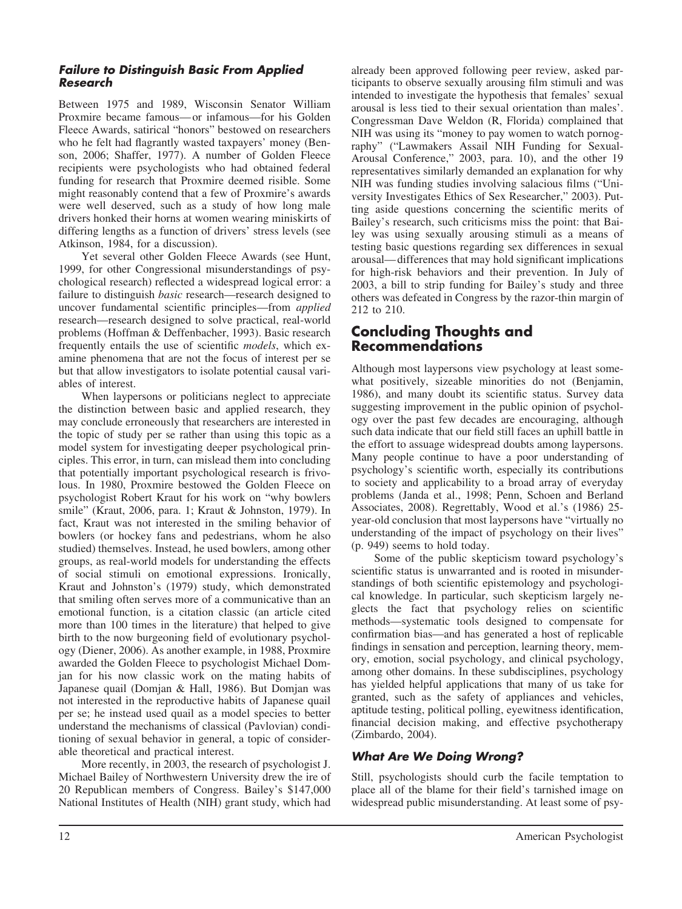### *Failure to Distinguish Basic From Applied Research*

Between 1975 and 1989, Wisconsin Senator William Proxmire became famous—or infamous—for his Golden Fleece Awards, satirical "honors" bestowed on researchers who he felt had flagrantly wasted taxpayers' money (Benson, 2006; Shaffer, 1977). A number of Golden Fleece recipients were psychologists who had obtained federal funding for research that Proxmire deemed risible. Some might reasonably contend that a few of Proxmire's awards were well deserved, such as a study of how long male drivers honked their horns at women wearing miniskirts of differing lengths as a function of drivers' stress levels (see Atkinson, 1984, for a discussion).

Yet several other Golden Fleece Awards (see Hunt, 1999, for other Congressional misunderstandings of psychological research) reflected a widespread logical error: a failure to distinguish *basic* research—research designed to uncover fundamental scientific principles—from *applied* research—research designed to solve practical, real-world problems (Hoffman & Deffenbacher, 1993). Basic research frequently entails the use of scientific *models*, which examine phenomena that are not the focus of interest per se but that allow investigators to isolate potential causal variables of interest.

When laypersons or politicians neglect to appreciate the distinction between basic and applied research, they may conclude erroneously that researchers are interested in the topic of study per se rather than using this topic as a model system for investigating deeper psychological principles. This error, in turn, can mislead them into concluding that potentially important psychological research is frivolous. In 1980, Proxmire bestowed the Golden Fleece on psychologist Robert Kraut for his work on "why bowlers smile" (Kraut, 2006, para. 1; Kraut & Johnston, 1979). In fact, Kraut was not interested in the smiling behavior of bowlers (or hockey fans and pedestrians, whom he also studied) themselves. Instead, he used bowlers, among other groups, as real-world models for understanding the effects of social stimuli on emotional expressions. Ironically, Kraut and Johnston's (1979) study, which demonstrated that smiling often serves more of a communicative than an emotional function, is a citation classic (an article cited more than 100 times in the literature) that helped to give birth to the now burgeoning field of evolutionary psychology (Diener, 2006). As another example, in 1988, Proxmire awarded the Golden Fleece to psychologist Michael Domjan for his now classic work on the mating habits of Japanese quail (Domjan & Hall, 1986). But Domjan was not interested in the reproductive habits of Japanese quail per se; he instead used quail as a model species to better understand the mechanisms of classical (Pavlovian) conditioning of sexual behavior in general, a topic of considerable theoretical and practical interest.

More recently, in 2003, the research of psychologist J. Michael Bailey of Northwestern University drew the ire of 20 Republican members of Congress. Bailey's $147,000 National Institutes of Health (NIH) grant study, which had already been approved following peer review, asked participants to observe sexually arousing film stimuli and was intended to investigate the hypothesis that females' sexual arousal is less tied to their sexual orientation than males'. Congressman Dave Weldon (R, Florida) complained that NIH was using its "money to pay women to watch pornography" ("Lawmakers Assail NIH Funding for Sexual-Arousal Conference," 2003, para. 10), and the other 19 representatives similarly demanded an explanation for why NIH was funding studies involving salacious films ("University Investigates Ethics of Sex Researcher," 2003). Putting aside questions concerning the scientific merits of Bailey's research, such criticisms miss the point: that Bailey was using sexually arousing stimuli as a means of testing basic questions regarding sex differences in sexual arousal—differences that may hold significant implications for high-risk behaviors and their prevention. In July of 2003, a bill to strip funding for Bailey's study and three others was defeated in Congress by the razor-thin margin of 212 to 210.

## Concluding Thoughts and Recommendations

Although most laypersons view psychology at least somewhat positively, sizeable minorities do not (Benjamin, 1986), and many doubt its scientific status. Survey data suggesting improvement in the public opinion of psychology over the past few decades are encouraging, although such data indicate that our field still faces an uphill battle in the effort to assuage widespread doubts among laypersons. Many people continue to have a poor understanding of psychology's scientific worth, especially its contributions to society and applicability to a broad array of everyday problems (Janda et al., 1998; Penn, Schoen and Berland Associates, 2008). Regrettably, Wood et al.'s (1986) 25-year-old conclusion that most laypersons have "virtually no understanding of the impact of psychology on their lives" (p. 949) seems to hold today.

Some of the public skepticism toward psychology's scientific status is unwarranted and is rooted in misunderstandings of both scientific epistemology and psychological knowledge. In particular, such skepticism largely neglects the fact that psychology relies on scientific methods—systematic tools designed to compensate for confirmation bias—and has generated a host of replicable findings in sensation and perception, learning theory, memory, emotion, social psychology, and clinical psychology, among other domains. In these subdisciplines, psychology has yielded helpful applications that many of us take for granted, such as the safety of appliances and vehicles, aptitude testing, political polling, eyewitness identification, financial decision making, and effective psychotherapy (Zimbardo, 2004).

### *What Are We Doing Wrong?*

Still, psychologists should curb the facile temptation to place all of the blame for their field's tarnished image on widespread public misunderstanding. At least some of psy-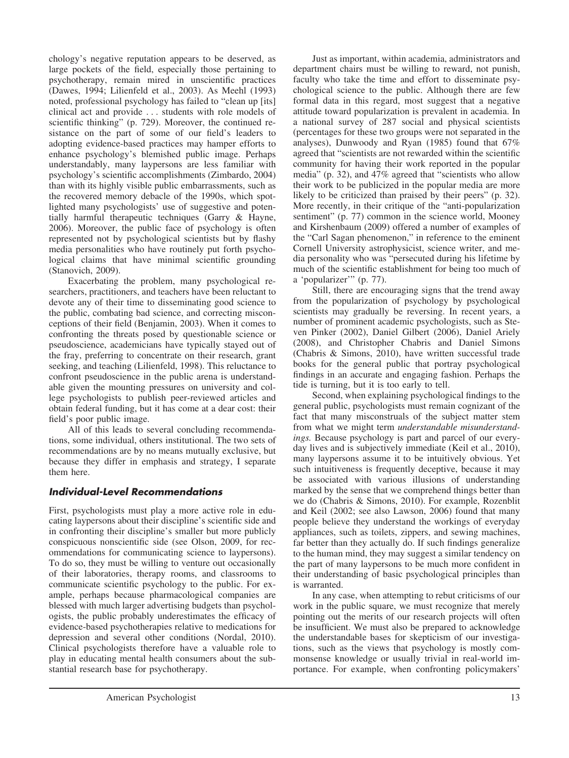chology's negative reputation appears to be deserved, as large pockets of the field, especially those pertaining to psychotherapy, remain mired in unscientific practices (Dawes, 1994; Lilienfeld et al., 2003). As Meehl (1993) noted, professional psychology has failed to "clean up [its] clinical act and provide . . . students with role models of scientific thinking" (p. 729). Moreover, the continued resistance on the part of some of our field's leaders to adopting evidence-based practices may hamper efforts to enhance psychology's blemished public image. Perhaps understandably, many laypersons are less familiar with psychology's scientific accomplishments (Zimbardo, 2004) than with its highly visible public embarrassments, such as the recovered memory debacle of the 1990s, which spotlighted many psychologists' use of suggestive and potentially harmful therapeutic techniques (Garry & Hayne, 2006). Moreover, the public face of psychology is often represented not by psychological scientists but by flashy media personalities who have routinely put forth psychological claims that have minimal scientific grounding (Stanovich, 2009).

Exacerbating the problem, many psychological researchers, practitioners, and teachers have been reluctant to devote any of their time to disseminating good science to the public, combating bad science, and correcting misconceptions of their field (Benjamin, 2003). When it comes to confronting the threats posed by questionable science or pseudoscience, academicians have typically stayed out of the fray, preferring to concentrate on their research, grant seeking, and teaching (Lilienfeld, 1998). This reluctance to confront pseudoscience in the public arena is understandable given the mounting pressures on university and college psychologists to publish peer-reviewed articles and obtain federal funding, but it has come at a dear cost: their field's poor public image.

All of this leads to several concluding recommendations, some individual, others institutional. The two sets of recommendations are by no means mutually exclusive, but because they differ in emphasis and strategy, I separate them here.

## Individual-Level Recommendations

First, psychologists must play a more active role in educating laypersons about their discipline's scientific side and in confronting their discipline's smaller but more publicly conspicuous nonscientific side (see Olson, 2009, for recommendations for communicating science to laypersons). To do so, they must be willing to venture out occasionally of their laboratories, therapy rooms, and classrooms to communicate scientific psychology to the public. For example, perhaps because pharmacological companies are blessed with much larger advertising budgets than psychologists, the public probably underestimates the efficacy of evidence-based psychotherapies relative to medications for depression and several other conditions (Nordal, 2010). Clinical psychologists therefore have a valuable role to play in educating mental health consumers about the substantial research base for psychotherapy.

Just as important, within academia, administrators and department chairs must be willing to reward, not punish, faculty who take the time and effort to disseminate psychological science to the public. Although there are few formal data in this regard, most suggest that a negative attitude toward popularization is prevalent in academia. In a national survey of 287 social and physical scientists (percentages for these two groups were not separated in the analyses), Dunwoody and Ryan (1985) found that 67% agreed that "scientists are not rewarded within the scientific community for having their work reported in the popular media" (p. 32), and 47% agreed that "scientists who allow their work to be publicized in the popular media are more likely to be criticized than praised by their peers" (p. 32). More recently, in their critique of the "anti-popularization sentiment" (p. 77) common in the science world, Mooney and Kirshenbaum (2009) offered a number of examples of the "Carl Sagan phenomenon," in reference to the eminent Cornell University astrophysicist, science writer, and media personality who was "persecuted during his lifetime by much of the scientific establishment for being too much of a 'popularizer'" (p. 77).

Still, there are encouraging signs that the trend away from the popularization of psychology by psychological scientists may gradually be reversing. In recent years, a number of prominent academic psychologists, such as Steven Pinker (2002), Daniel Gilbert (2006), Daniel Ariely (2008), and Christopher Chabris and Daniel Simons (Chabris & Simons, 2010), have written successful trade books for the general public that portray psychological findings in an accurate and engaging fashion. Perhaps the tide is turning, but it is too early to tell.

Second, when explaining psychological findings to the general public, psychologists must remain cognizant of the fact that many misconstruals of the subject matter stem from what we might term *understandable misunderstandings.* Because psychology is part and parcel of our everyday lives and is subjectively immediate (Keil et al., 2010), many laypersons assume it to be intuitively obvious. Yet such intuitiveness is frequently deceptive, because it may be associated with various illusions of understanding marked by the sense that we comprehend things better than we do (Chabris & Simons, 2010). For example, Rozenblit and Keil (2002; see also Lawson, 2006) found that many people believe they understand the workings of everyday appliances, such as toilets, zippers, and sewing machines, far better than they actually do. If such findings generalize to the human mind, they may suggest a similar tendency on the part of many laypersons to be much more confident in their understanding of basic psychological principles than is warranted.

In any case, when attempting to rebut criticisms of our work in the public square, we must recognize that merely pointing out the merits of our research projects will often be insufficient. We must also be prepared to acknowledge the understandable bases for skepticism of our investigations, such as the views that psychology is mostly commonsense knowledge or usually trivial in real-world importance. For example, when confronting policymakers'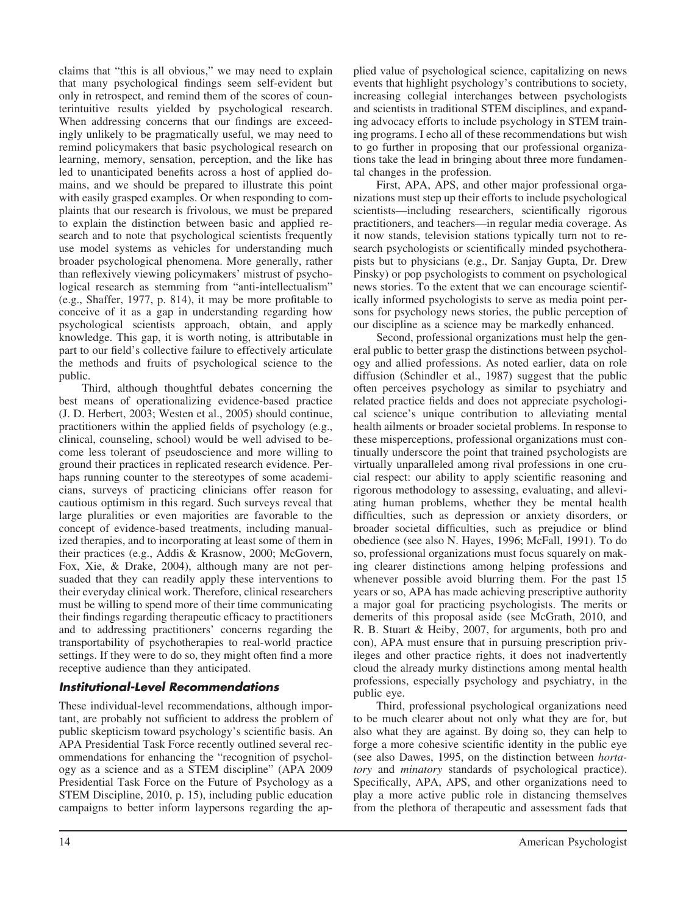claims that "this is all obvious," we may need to explain that many psychological findings seem self-evident but only in retrospect, and remind them of the scores of counterintuitive results yielded by psychological research. When addressing concerns that our findings are exceedingly unlikely to be pragmatically useful, we may need to remind policymakers that basic psychological research on learning, memory, sensation, perception, and the like has led to unanticipated benefits across a host of applied domains, and we should be prepared to illustrate this point with easily grasped examples. Or when responding to complaints that our research is frivolous, we must be prepared to explain the distinction between basic and applied research and to note that psychological scientists frequently use model systems as vehicles for understanding much broader psychological phenomena. More generally, rather than reflexively viewing policymakers' mistrust of psychological research as stemming from "anti-intellectualism" (e.g., Shaffer, 1977, p. 814), it may be more profitable to conceive of it as a gap in understanding regarding how psychological scientists approach, obtain, and apply knowledge. This gap, it is worth noting, is attributable in part to our field's collective failure to effectively articulate the methods and fruits of psychological science to the public.

Third, although thoughtful debates concerning the best means of operationalizing evidence-based practice (J. D. Herbert, 2003; Westen et al., 2005) should continue, practitioners within the applied fields of psychology (e.g., clinical, counseling, school) would be well advised to become less tolerant of pseudoscience and more willing to ground their practices in replicated research evidence. Perhaps running counter to the stereotypes of some academicians, surveys of practicing clinicians offer reason for cautious optimism in this regard. Such surveys reveal that large pluralities or even majorities are favorable to the concept of evidence-based treatments, including manualized therapies, and to incorporating at least some of them in their practices (e.g., Addis & Krasnow, 2000; McGovern, Fox, Xie, & Drake, 2004), although many are not persuaded that they can readily apply these interventions to their everyday clinical work. Therefore, clinical researchers must be willing to spend more of their time communicating their findings regarding therapeutic efficacy to practitioners and to addressing practitioners' concerns regarding the transportability of psychotherapies to real-world practice settings. If they were to do so, they might often find a more receptive audience than they anticipated.

### Institutional-Level Recommendations

These individual-level recommendations, although important, are probably not sufficient to address the problem of public skepticism toward psychology's scientific basis. An APA Presidential Task Force recently outlined several recommendations for enhancing the "recognition of psychology as a science and as a STEM discipline" (APA 2009 Presidential Task Force on the Future of Psychology as a STEM Discipline, 2010, p. 15), including public education campaigns to better inform laypersons regarding the applied value of psychological science, capitalizing on news events that highlight psychology's contributions to society, increasing collegial interchanges between psychologists and scientists in traditional STEM disciplines, and expanding advocacy efforts to include psychology in STEM training programs. I echo all of these recommendations but wish to go further in proposing that our professional organizations take the lead in bringing about three more fundamental changes in the profession.

First, APA, APS, and other major professional organizations must step up their efforts to include psychological scientists—including researchers, scientifically rigorous practitioners, and teachers—in regular media coverage. As it now stands, television stations typically turn not to research psychologists or scientifically minded psychotherapists but to physicians (e.g., Dr. Sanjay Gupta, Dr. Drew Pinsky) or pop psychologists to comment on psychological news stories. To the extent that we can encourage scientifically informed psychologists to serve as media point persons for psychology news stories, the public perception of our discipline as a science may be markedly enhanced.

Second, professional organizations must help the general public to better grasp the distinctions between psychology and allied professions. As noted earlier, data on role diffusion (Schindler et al., 1987) suggest that the public often perceives psychology as similar to psychiatry and related practice fields and does not appreciate psychological science's unique contribution to alleviating mental health ailments or broader societal problems. In response to these misperceptions, professional organizations must continually underscore the point that trained psychologists are virtually unparalleled among rival professions in one crucial respect: our ability to apply scientific reasoning and rigorous methodology to assessing, evaluating, and alleviating human problems, whether they be mental health difficulties, such as depression or anxiety disorders, or broader societal difficulties, such as prejudice or blind obedience (see also N. Hayes, 1996; McFall, 1991). To do so, professional organizations must focus squarely on making clearer distinctions among helping professions and whenever possible avoid blurring them. For the past 15 years or so, APA has made achieving prescriptive authority a major goal for practicing psychologists. The merits or demerits of this proposal aside (see McGrath, 2010, and R. B. Stuart & Heiby, 2007, for arguments, both pro and con), APA must ensure that in pursuing prescription privileges and other practice rights, it does not inadvertently cloud the already murky distinctions among mental health professions, especially psychology and psychiatry, in the public eye.

Third, professional psychological organizations need to be much clearer about not only what they are for, but also what they are against. By doing so, they can help to forge a more cohesive scientific identity in the public eye (see also Dawes, 1995, on the distinction between *hortatory* and *minatory* standards of psychological practice). Specifically, APA, APS, and other organizations need to play a more active public role in distancing themselves from the plethora of therapeutic and assessment fads that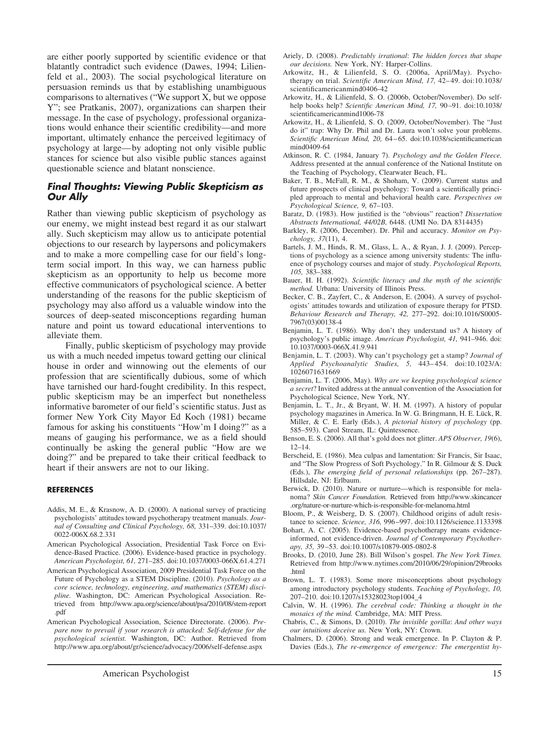are either poorly supported by scientific evidence or that blatantly contradict such evidence (Dawes, 1994; Lilienfeld et al., 2003). The social psychological literature on persuasion reminds us that by establishing unambiguous comparisons to alternatives ("We support X, but we oppose Y"; see Pratkanis, 2007), organizations can sharpen their message. In the case of psychology, professional organizations would enhance their scientific credibility—and more important, ultimately enhance the perceived legitimacy of psychology at large—by adopting not only visible public stances for science but also visible public stances against questionable science and blatant nonscience.

## Final Thoughts: Viewing Public Skepticism as Our Ally

Rather than viewing public skepticism of psychology as our enemy, we might instead best regard it as our stalwart ally. Such skepticism may allow us to anticipate potential objections to our research by laypersons and policymakers and to make a more compelling case for our field's long-term social import. In this way, we can harness public skepticism as an opportunity to help us become more effective communicators of psychological science. A better understanding of the reasons for the public skepticism of psychology may also afford us a valuable window into the sources of deep-seated misconceptions regarding human nature and point us toward educational interventions to alleviate them.

Finally, public skepticism of psychology may provide us with a much needed impetus toward getting our clinical house in order and winnowing out the elements of our profession that are scientifically dubious, some of which have tarnished our hard-fought credibility. In this respect, public skepticism may be an imperfect but nonetheless informative barometer of our field's scientific status. Just as former New York City Mayor Ed Koch (1981) became famous for asking his constituents "How'm I doing?" as a means of gauging his performance, we as a field should continually be asking the general public "How are we doing?" and be prepared to take their critical feedback to heart if their answers are not to our liking.

### REFERENCES

Addis, M. E., & Krasnow, A. D. (2000). A national survey of practicing psychologists' attitudes toward psychotherapy treatment manuals. *Journal of Consulting and Clinical Psychology, 68,* 331–339. doi:10.1037/0022-006X.68.2.331

American Psychological Association, Presidential Task Force on Evidence-Based Practice. (2006). Evidence-based practice in psychology. *American Psychologist, 61,* 271–285. doi:10.1037/0003-066X.61.4.271

American Psychological Association, 2009 Presidential Task Force on the Future of Psychology as a STEM Discipline. (2010). *Psychology as a core science, technology, engineering, and mathematics (STEM) discipline.* Washington, DC: American Psychological Association. Retrieved from http://www.apa.org/science/about/psa/2010/08/stem-report.pdf

American Psychological Association, Science Directorate. (2006). *Prepare now to prevail if your research is attacked: Self-defense for the psychological scientist.* Washington, DC: Author. Retrieved from http://www.apa.org/about/gr/science/advocacy/2006/self-defense.aspx

Ariely, D. (2008). *Predictably irrational*: *The hidden forces that shape our decisions.* New York, NY: Harper-Collins.

Arkowitz, H., & Lilienfeld, S. O. (2006a, April/May). Psychotherapy on trial. *Scientific American Mind, 17,* 42–49. doi:10.1038/scientificamericanmind0406-42

Arkowitz, H., & Lilienfeld, S. O. (2006b, October/November). Do self-help books help? *Scientific American Mind, 17,* 90–91. doi:10.1038/scientificamericanmind1006-78

Arkowitz, H., & Lilienfeld, S. O. (2009, October/November). The "Just do it" trap: Why Dr. Phil and Dr. Laura won't solve your problems. *Scientific American Mind, 20,* 64–65. doi:10.1038/scientificamericanmind0409-64

Atkinson, R. C. (1984, January 7). *Psychology and the Golden Fleece.* Address presented at the annual conference of the National Institute on the Teaching of Psychology, Clearwater Beach, FL.

Baker, T. B., McFall, R. M., & Shoham, V. (2009). Current status and future prospects of clinical psychology: Toward a scientifically principled approach to mental and behavioral health care. *Perspectives on Psychological Science, 9,* 67–103.

Baratz, D. (1983). How justified is the "obvious" reaction? *Dissertation Abstracts International, 44/02B,* 6448. (UMI No. DA 8314435)

Barkley, R. (2006, December). Dr. Phil and accuracy. *Monitor on Psychology, 37*(11), 4.

Bartels, J. M., Hinds, R. M., Glass, L. A., & Ryan, J. J. (2009). Perceptions of psychology as a science among university students: The influence of psychology courses and major of study. *Psychological Reports, 105,* 383–388.

Bauer, H. H. (1992). *Scientific literacy and the myth of the scientific method.* Urbana: University of Illinois Press.

Becker, C. B., Zayfert, C., & Anderson, E. (2004). A survey of psychologists' attitudes towards and utilization of exposure therapy for PTSD. *Behaviour Research and Therapy, 42,* 277–292. doi:10.1016/S0005-7967(03)00138-4

Benjamin, L. T. (1986). Why don't they understand us? A history of psychology's public image. *American Psychologist, 41,* 941–946. doi:10.1037/0003-066X.41.9.941

Benjamin, L. T. (2003). Why can't psychology get a stamp? *Journal of Applied Psychoanalytic Studies, 5,* 443–454. doi:10.1023/A:1026071631669

Benjamin, L. T. (2006, May). *Why are we keeping psychological science a secret*? Invited address at the annual convention of the Association for Psychological Science, New York, NY.

Benjamin, L. T., Jr., & Bryant, W. H. M. (1997). A history of popular psychology magazines in America. In W. G. Bringmann, H. E. Lück, R. Miller, & C. E. Early (Eds.), *A pictorial history of psychology* (pp. 585–593). Carol Stream, IL: Quintessence.

Benson, E. S. (2006). All that's gold does not glitter. *APS Observer, 19*(6), 12–14.

Berscheid, E. (1986). Mea culpas and lamentation: Sir Francis, Sir Isaac, and "The Slow Progress of Soft Psychology." In R. Gilmour & S. Duck (Eds.), *The emerging field of personal relationships* (pp. 267–287). Hillsdale, NJ: Erlbaum.

Berwick, D. (2010). Nature or nurture—which is responsible for melanoma? *Skin Cancer Foundation.* Retrieved from http://www.skincancer.org/nature-or-nurture-which-is-responsible-for-melanoma.html

Bloom, P., & Weisberg, D. S. (2007). Childhood origins of adult resistance to science. *Science, 316,* 996–997. doi:10.1126/science.1133398

Bohart, A. C. (2005). Evidence-based psychotherapy means evidence-informed, not evidence-driven. *Journal of Contemporary Psychotherapy, 35,* 39–53. doi:10.1007/s10879-005-0802-8

Brooks, D. (2010, June 28). Bill Wilson's gospel. *The New York Times.* Retrieved from http://www.nytimes.com/2010/06/29/opinion/29brooks.html

Brown, L. T. (1983). Some more misconceptions about psychology among introductory psychology students. *Teaching of Psychology, 10,* 207–210. doi:10.1207/s15328023top1004_4

Calvin, W. H. (1996). *The cerebral code: Thinking a thought in the mosaics of the mind.* Cambridge, MA: MIT Press.

Chabris, C., & Simons, D. (2010). *The invisible gorilla*: *And other ways our intuitions deceive us.* New York, NY: Crown.

Chalmers, D. (2006). Strong and weak emergence. In P. Clayton & P. Davies (Eds.), *The re-emergence of emergence: The emergentist hy-*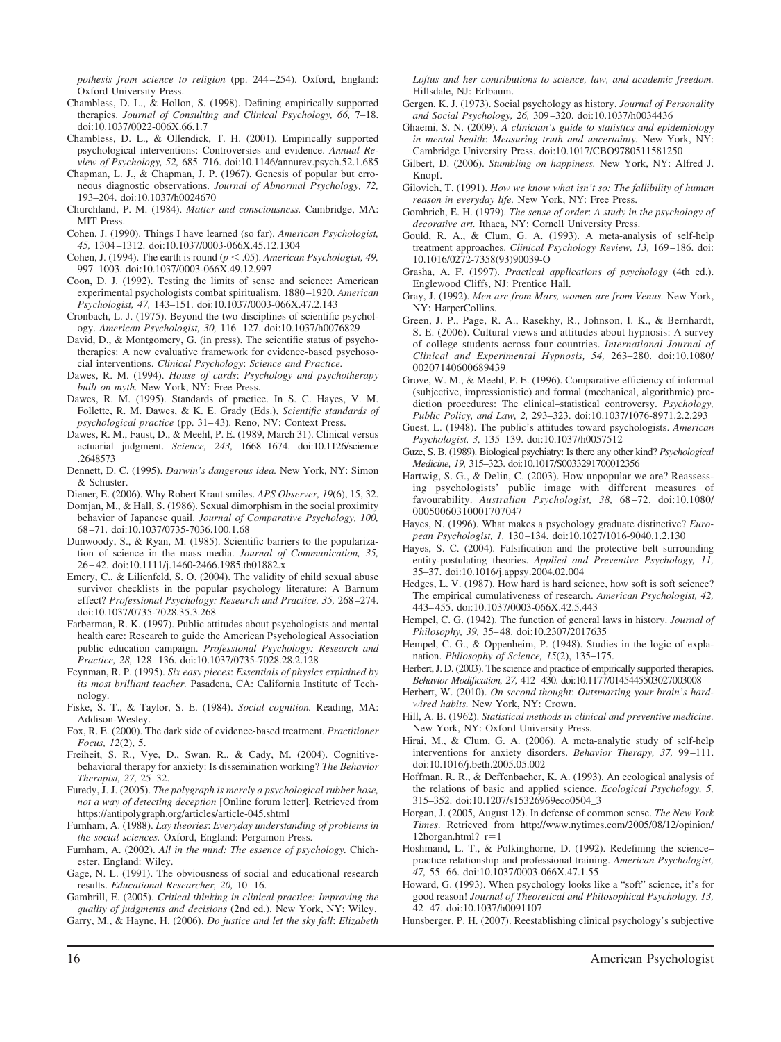*pothesis from science to religion* (pp. 244–254). Oxford, England: Oxford University Press.

Chambless, D. L., & Hollon, S. (1998). Defining empirically supported therapies. *Journal of Consulting and Clinical Psychology, 66,* 7–18. doi:10.1037/0022-006X.66.1.7

Chambless, D. L., & Ollendick, T. H. (2001). Empirically supported psychological interventions: Controversies and evidence. *Annual Review of Psychology, 52,* 685–716. doi:10.1146/annurev.psych.52.1.685

Chapman, L. J., & Chapman, J. P. (1967). Genesis of popular but erroneous diagnostic observations. *Journal of Abnormal Psychology, 72,* 193–204. doi:10.1037/h0024670

Churchland, P. M. (1984). *Matter and consciousness.* Cambridge, MA: MIT Press.

Cohen, J. (1990). Things I have learned (so far). *American Psychologist, 45,* 1304–1312. doi:10.1037/0003-066X.45.12.1304

Cohen, J. (1994). The earth is round ($p < .05$). *American Psychologist, 49,* 997–1003. doi:10.1037/0003-066X.49.12.997

Coon, D. J. (1992). Testing the limits of sense and science: American experimental psychologists combat spiritualism, 1880–1920. *American Psychologist, 47,* 143–151. doi:10.1037/0003-066X.47.2.143

Cronbach, L. J. (1975). Beyond the two disciplines of scientific psychology. *American Psychologist, 30,* 116–127. doi:10.1037/h0076829

David, D., & Montgomery, G. (in press). The scientific status of psychotherapies: A new evaluative framework for evidence-based psychosocial interventions. *Clinical Psychology: Science and Practice.*

Dawes, R. M. (1994). *House of cards: Psychology and psychotherapy built on myth.* New York, NY: Free Press.

Dawes, R. M. (1995). Standards of practice. In S. C. Hayes, V. M. Follette, R. M. Dawes, & K. E. Grady (Eds.), *Scientific standards of psychological practice* (pp. 31–43). Reno, NV: Context Press.

Dawes, R. M., Faust, D., & Meehl, P. E. (1989, March 31). Clinical versus actuarial judgment. *Science, 243,* 1668–1674. doi:10.1126/science.2648573

Dennett, D. C. (1995). *Darwin's dangerous idea.* New York, NY: Simon & Schuster.

Diener, E. (2006). Why Robert Kraut smiles. *APS Observer, 19*(6), 15, 32.

Domjan, M., & Hall, S. (1986). Sexual dimorphism in the social proximity behavior of Japanese quail. *Journal of Comparative Psychology, 100,* 68–71. doi:10.1037/0735-7036.100.1.68

Dunwoody, S., & Ryan, M. (1985). Scientific barriers to the popularization of science in the mass media. *Journal of Communication, 35,* 26–42. doi:10.1111/j.1460-2466.1985.tb01882.x

Emery, C., & Lilienfeld, S. O. (2004). The validity of child sexual abuse survivor checklists in the popular psychology literature: A Barnum effect? *Professional Psychology: Research and Practice, 35,* 268–274. doi:10.1037/0735-7028.35.3.268

Farberman, R. K. (1997). Public attitudes about psychologists and mental health care: Research to guide the American Psychological Association public education campaign. *Professional Psychology: Research and Practice, 28,* 128–136. doi:10.1037/0735-7028.28.2.128

Feynman, R. P. (1995). *Six easy pieces: Essentials of physics explained by its most brilliant teacher.* Pasadena, CA: California Institute of Technology.

Fiske, S. T., & Taylor, S. E. (1984). *Social cognition.* Reading, MA: Addison-Wesley.

Fox, R. E. (2000). The dark side of evidence-based treatment. *Practitioner Focus, 12*(2), 5.

Freiheit, S. R., Vye, D., Swan, R., & Cady, M. (2004). Cognitive-behavioral therapy for anxiety: Is dissemination working? *The Behavior Therapist, 27,* 25–32.

Furedy, J. J. (2005). *The polygraph is merely a psychological rubber hose, not a way of detecting deception* [Online forum letter]. Retrieved from https://antipolygraph.org/articles/article-045.shtml

Furnham, A. (1988). *Lay theories: Everyday understanding of problems in the social sciences.* Oxford, England: Pergamon Press.

Furnham, A. (2002). *All in the mind: The essence of psychology.* Chichester, England: Wiley.

Gage, N. L. (1991). The obviousness of social and educational research results. *Educational Researcher, 20,* 10–16.

Gambrill, E. (2005). *Critical thinking in clinical practice: Improving the quality of judgments and decisions* (2nd ed.). New York, NY: Wiley.

Garry, M., & Hayne, H. (2006). *Do justice and let the sky fall: Elizabeth Loftus and her contributions to science, law, and academic freedom.* Hillsdale, NJ: Erlbaum.

Gergen, K. J. (1973). Social psychology as history. *Journal of Personality and Social Psychology, 26,* 309–320. doi:10.1037/h0034436

Ghaemi, S. N. (2009). *A clinician's guide to statistics and epidemiology in mental health: Measuring truth and uncertainty.* New York, NY: Cambridge University Press. doi:10.1017/CBO9780511581250

Gilbert, D. (2006). *Stumbling on happiness.* New York, NY: Alfred J. Knopf.

Gilovich, T. (1991). *How we know what isn't so: The fallibility of human reason in everyday life.* New York, NY: Free Press.

Gombrich, E. H. (1979). *The sense of order: A study in the psychology of decorative art.* Ithaca, NY: Cornell University Press.

Gould, R. A., & Clum, G. A. (1993). A meta-analysis of self-help treatment approaches. *Clinical Psychology Review, 13,* 169–186. doi:10.1016/0272-7358(93)90039-O

Grasha, A. F. (1997). *Practical applications of psychology* (4th ed.). Englewood Cliffs, NJ: Prentice Hall.

Gray, J. (1992). *Men are from Mars, women are from Venus.* New York, NY: HarperCollins.

Green, J. P., Page, R. A., Rasekhy, R., Johnson, I. K., & Bernhardt, S. E. (2006). Cultural views and attitudes about hypnosis: A survey of college students across four countries. *International Journal of Clinical and Experimental Hypnosis, 54,* 263–280. doi:10.1080/00207140600689439

Grove, W. M., & Meehl, P. E. (1996). Comparative efficiency of informal (subjective, impressionistic) and formal (mechanical, algorithmic) prediction procedures: The clinical–statistical controversy. *Psychology, Public Policy, and Law, 2,* 293–323. doi:10.1037/1076-8971.2.2.293

Guest, L. (1948). The public's attitudes toward psychologists. *American Psychologist, 3,* 135–139. doi:10.1037/h0057512

Guze, S. B. (1989). Biological psychiatry: Is there any other kind? *Psychological Medicine, 19,* 315–323. doi:10.1017/S0033291700012356

Hartwig, S. G., & Delin, C. (2003). How unpopular we are? Reassessing psychologists' public image with different measures of favourability. *Australian Psychologist, 38,* 68–72. doi:10.1080/00050060310001707047

Hayes, N. (1996). What makes a psychology graduate distinctive? *European Psychologist, 1,* 130–134. doi:10.1027/1016-9040.1.2.130

Hayes, S. C. (2004). Falsification and the protective belt surrounding entity-postulating theories. *Applied and Preventive Psychology, 11,* 35–37. doi:10.1016/j.appsy.2004.02.004

Hedges, L. V. (1987). How hard is hard science, how soft is soft science? The empirical cumulativeness of research. *American Psychologist, 42,* 443–455. doi:10.1037/0003-066X.42.5.443

Hempel, C. G. (1942). The function of general laws in history. *Journal of Philosophy, 39,* 35–48. doi:10.2307/2017635

Hempel, C. G., & Oppenheim, P. (1948). Studies in the logic of explanation. *Philosophy of Science, 15*(2), 135–175.

Herbert, J. D. (2003). The science and practice of empirically supported therapies. *Behavior Modification, 27,* 412–430. doi:10.1177/0145445503027003008

Herbert, W. (2010). *On second thought: Outsmarting your brain's hardwired habits.* New York, NY: Crown.

Hill, A. B. (1962). *Statistical methods in clinical and preventive medicine.* New York, NY: Oxford University Press.

Hirai, M., & Clum, G. A. (2006). A meta-analytic study of self-help interventions for anxiety disorders. *Behavior Therapy, 37,* 99–111. doi:10.1016/j.beth.2005.05.002

Hoffman, R. R., & Deffenbacher, K. A. (1993). An ecological analysis of the relations of basic and applied science. *Ecological Psychology, 5,* 315–352. doi:10.1207/s15326969eco0504_3

Horgan, J. (2005, August 12). In defense of common sense. *The New York Times*. Retrieved from http://www.nytimes.com/2005/08/12/opinion/12horgan.html?_r=1

Hoshmand, L. T., & Polkinghorne, D. (1992). Redefining the science–practice relationship and professional training. *American Psychologist, 47,* 55–66. doi:10.1037/0003-066X.47.1.55

Howard, G. (1993). When psychology looks like a "soft" science, it's for good reason! *Journal of Theoretical and Philosophical Psychology, 13,* 42–47. doi:10.1037/h0091107

Hunsberger, P. H. (2007). Reestablishing clinical psychology's subjective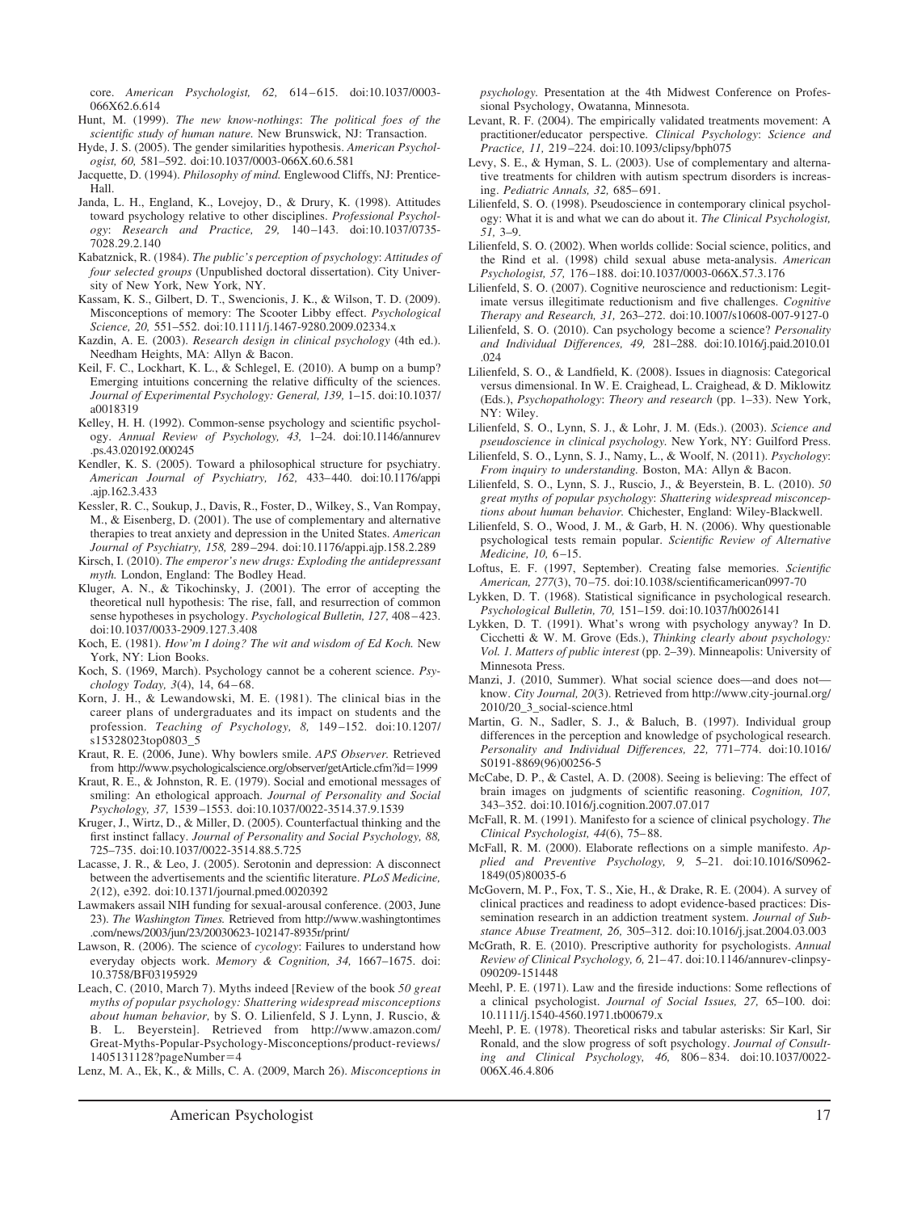core. *American Psychologist, 62,* 614–615. doi:10.1037/0003-066X62.6.614

Hunt, M. (1999). *The new know-nothings: The political foes of the scientific study of human nature.* New Brunswick, NJ: Transaction.

Hyde, J. S. (2005). The gender similarities hypothesis. *American Psychologist, 60,* 581–592. doi:10.1037/0003-066X.60.6.581

Jacquette, D. (1994). *Philosophy of mind.* Englewood Cliffs, NJ: Prentice-Hall.

Janda, L. H., England, K., Lovejoy, D., & Drury, K. (1998). Attitudes toward psychology relative to other disciplines. *Professional Psychology: Research and Practice, 29,* 140–143. doi:10.1037/0735-7028.29.2.140

Kabatznick, R. (1984). *The public's perception of psychology: Attitudes of four selected groups* (Unpublished doctoral dissertation). City University of New York, New York, NY.

Kassam, K. S., Gilbert, D. T., Swencionis, J. K., & Wilson, T. D. (2009). Misconceptions of memory: The Scooter Libby effect. *Psychological Science, 20,* 551–552. doi:10.1111/j.1467-9280.2009.02334.x

Kazdin, A. E. (2003). *Research design in clinical psychology* (4th ed.). Needham Heights, MA: Allyn & Bacon.

Keil, F. C., Lockhart, K. L., & Schlegel, E. (2010). A bump on a bump? Emerging intuitions concerning the relative difficulty of the sciences. *Journal of Experimental Psychology: General, 139,* 1–15. doi:10.1037/a0018319

Kelley, H. H. (1992). Common-sense psychology and scientific psychology. *Annual Review of Psychology, 43,* 1–24. doi:10.1146/annurev.ps.43.020192.000245

Kendler, K. S. (2005). Toward a philosophical structure for psychiatry. *American Journal of Psychiatry, 162,* 433–440. doi:10.1176/appi.ajp.162.3.433

Kessler, R. C., Soukup, J., Davis, R., Foster, D., Wilkey, S., Van Rompay, M., & Eisenberg, D. (2001). The use of complementary and alternative therapies to treat anxiety and depression in the United States. *American Journal of Psychiatry, 158,* 289–294. doi:10.1176/appi.ajp.158.2.289

Kirsch, I. (2010). *The emperor's new drugs: Exploding the antidepressant myth.* London, England: The Bodley Head.

Kluger, A. N., & Tikochinsky, J. (2001). The error of accepting the theoretical null hypothesis: The rise, fall, and resurrection of common sense hypotheses in psychology. *Psychological Bulletin, 127,* 408–423. doi:10.1037/0033-2909.127.3.408

Koch, E. (1981). *How'm I doing? The wit and wisdom of Ed Koch.* New York, NY: Lion Books.

Koch, S. (1969, March). Psychology cannot be a coherent science. *Psychology Today, 3*(4), 14, 64–68.

Korn, J. H., & Lewandowski, M. E. (1981). The clinical bias in the career plans of undergraduates and its impact on students and the profession. *Teaching of Psychology, 8,* 149–152. doi:10.1207/s15328023top0803_5

Kraut, R. E. (2006, June). Why bowlers smile. *APS Observer.* Retrieved from http://www.psychologicalscience.org/observer/getArticle.cfm?id=1999

Kraut, R. E., & Johnston, R. E. (1979). Social and emotional messages of smiling: An ethological approach. *Journal of Personality and Social Psychology, 37,* 1539–1553. doi:10.1037/0022-3514.37.9.1539

Kruger, J., Wirtz, D., & Miller, D. (2005). Counterfactual thinking and the first instinct fallacy. *Journal of Personality and Social Psychology, 88,* 725–735. doi:10.1037/0022-3514.88.5.725

Lacasse, J. R., & Leo, J. (2005). Serotonin and depression: A disconnect between the advertisements and the scientific literature. *PLoS Medicine, 2*(12), e392. doi:10.1371/journal.pmed.0020392

Lawmakers assail NIH funding for sexual-arousal conference. (2003, June 23). *The Washington Times.* Retrieved from http://www.washingtontimes.com/news/2003/jun/23/20030623-102147-8935r/print/

Lawson, R. (2006). The science of *cycology*: Failures to understand how everyday objects work. *Memory & Cognition, 34,* 1667–1675. doi:10.3758/BF03195929

Leach, C. (2010, March 7). Myths indeed [Review of the book *50 great myths of popular psychology: Shattering widespread misconceptions about human behavior,* by S. O. Lilienfeld, S J. Lynn, J. Ruscio, & B. L. Beyerstein]. Retrieved from http://www.amazon.com/Great-Myths-Popular-Psychology-Misconceptions/product-reviews/1405131128?pageNumber=4

Lenz, M. A., Ek, K., & Mills, C. A. (2009, March 26). *Misconceptions in psychology.* Presentation at the 4th Midwest Conference on Professional Psychology, Owatanna, Minnesota.

Levant, R. F. (2004). The empirically validated treatments movement: A practitioner/educator perspective. *Clinical Psychology: Science and Practice, 11,* 219–224. doi:10.1093/clipsy/bph075

Levy, S. E., & Hyman, S. L. (2003). Use of complementary and alternative treatments for children with autism spectrum disorders is increasing. *Pediatric Annals, 32,* 685–691.

Lilienfeld, S. O. (1998). Pseudoscience in contemporary clinical psychology: What it is and what we can do about it. *The Clinical Psychologist, 51,* 3–9.

Lilienfeld, S. O. (2002). When worlds collide: Social science, politics, and the Rind et al. (1998) child sexual abuse meta-analysis. *American Psychologist, 57,* 176–188. doi:10.1037/0003-066X.57.3.176

Lilienfeld, S. O. (2007). Cognitive neuroscience and reductionism: Legitimate versus illegitimate reductionism and five challenges. *Cognitive Therapy and Research, 31,* 263–272. doi:10.1007/s10608-007-9127-0

Lilienfeld, S. O. (2010). Can psychology become a science? *Personality and Individual Differences, 49,* 281–288. doi:10.1016/j.paid.2010.01.024

Lilienfeld, S. O., & Landfield, K. (2008). Issues in diagnosis: Categorical versus dimensional. In W. E. Craighead, L. Craighead, & D. Miklowitz (Eds.), *Psychopathology: Theory and research* (pp. 1–33). New York, NY: Wiley.

Lilienfeld, S. O., Lynn, S. J., & Lohr, J. M. (Eds.). (2003). *Science and pseudoscience in clinical psychology.* New York, NY: Guilford Press.

Lilienfeld, S. O., Lynn, S. J., Namy, L., & Woolf, N. (2011). *Psychology: From inquiry to understanding.* Boston, MA: Allyn & Bacon.

Lilienfeld, S. O., Lynn, S. J., Ruscio, J., & Beyerstein, B. L. (2010). *50 great myths of popular psychology: Shattering widespread misconceptions about human behavior.* Chichester, England: Wiley-Blackwell.

Lilienfeld, S. O., Wood, J. M., & Garb, H. N. (2006). Why questionable psychological tests remain popular. *Scientific Review of Alternative Medicine, 10,* 6–15.

Loftus, E. F. (1997, September). Creating false memories. *Scientific American, 277*(3), 70–75. doi:10.1038/scientificamerican0997-70

Lykken, D. T. (1968). Statistical significance in psychological research. *Psychological Bulletin, 70,* 151–159. doi:10.1037/h0026141

Lykken, D. T. (1991). What's wrong with psychology anyway? In D. Cicchetti & W. M. Grove (Eds.), *Thinking clearly about psychology: Vol. 1. Matters of public interest* (pp. 2–39). Minneapolis: University of Minnesota Press.

Manzi, J. (2010, Summer). What social science does—and does not—know. *City Journal, 20*(3). Retrieved from http://www.city-journal.org/2010/20_3_social-science.html

Martin, G. N., Sadler, S. J., & Baluch, B. (1997). Individual group differences in the perception and knowledge of psychological research. *Personality and Individual Differences, 22,* 771–774. doi:10.1016/S0191-8869(96)00256-5

McCabe, D. P., & Castel, A. D. (2008). Seeing is believing: The effect of brain images on judgments of scientific reasoning. *Cognition, 107,* 343–352. doi:10.1016/j.cognition.2007.07.017

McFall, R. M. (1991). Manifesto for a science of clinical psychology. *The Clinical Psychologist, 44*(6), 75–88.

McFall, R. M. (2000). Elaborate reflections on a simple manifesto. *Applied and Preventive Psychology, 9,* 5–21. doi:10.1016/S0962-1849(05)80035-6

McGovern, M. P., Fox, T. S., Xie, H., & Drake, R. E. (2004). A survey of clinical practices and readiness to adopt evidence-based practices: Dissemination research in an addiction treatment system. *Journal of Substance Abuse Treatment, 26,* 305–312. doi:10.1016/j.jsat.2004.03.003

McGrath, R. E. (2010). Prescriptive authority for psychologists. *Annual Review of Clinical Psychology, 6,* 21–47. doi:10.1146/annurev-clinpsy-090209-151448

Meehl, P. E. (1971). Law and the fireside inductions: Some reflections of a clinical psychologist. *Journal of Social Issues, 27,* 65–100. doi:10.1111/j.1540-4560.1971.tb00679.x

Meehl, P. E. (1978). Theoretical risks and tabular asterisks: Sir Karl, Sir Ronald, and the slow progress of soft psychology. *Journal of Consulting and Clinical Psychology, 46,* 806–834. doi:10.1037/0022-006X.46.4.806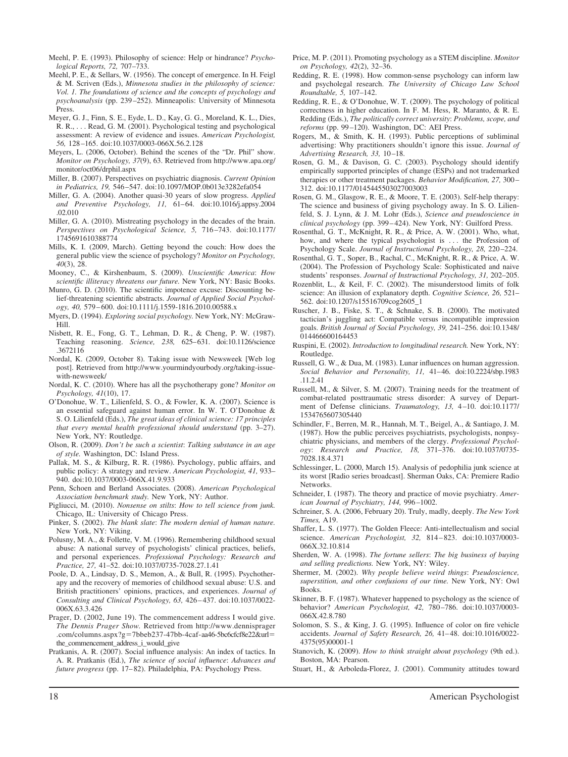Meehl, P. E. (1993). Philosophy of science: Help or hindrance? *Psychological Reports, 72,* 707–733.

Meehl, P. E., & Sellars, W. (1956). The concept of emergence. In H. Feigl & M. Scriven (Eds.), *Minnesota studies in the philosophy of science: Vol. 1. The foundations of science and the concepts of psychology and psychoanalysis* (pp. 239–252). Minneapolis: University of Minnesota Press.

Meyer, G. J., Finn, S. E., Eyde, L. D., Kay, G. G., Moreland, K. L., Dies, R. R., . . . Read, G. M. (2001). Psychological testing and psychological assessment: A review of evidence and issues. *American Psychologist, 56,* 128–165. doi:10.1037/0003-066X.56.2.128

Meyers, L. (2006, October). Behind the scenes of the "Dr. Phil" show. *Monitor on Psychology, 37*(9), 63. Retrieved from http://www.apa.org/monitor/oct06/drphil.aspx

Miller, B. (2007). Perspectives on psychiatric diagnosis. *Current Opinion in Pediatrics, 19,* 546–547. doi:10.1097/MOP.0b013e3282efa054

Miller, G. A. (2004). Another quasi-30 years of slow progress. *Applied and Preventive Psychology, 11,* 61–64. doi:10.1016/j.appsy.2004.02.010

Miller, G. A. (2010). Mistreating psychology in the decades of the brain. *Perspectives on Psychological Science, 5,* 716–743. doi:10.1177/1745691610388774

Mills, K. I. (2009, March). Getting beyond the couch: How does the general public view the science of psychology? *Monitor on Psychology, 40*(3), 28.

Mooney, C., & Kirshenbaum, S. (2009). *Unscientific America: How scientific illiteracy threatens our future.* New York, NY: Basic Books.

Munro, G. D. (2010). The scientific impotence excuse: Discounting belief-threatening scientific abstracts. *Journal of Applied Social Psychology, 40,* 579–600. doi:10.1111/j.1559-1816.2010.00588.x

Myers, D. (1994). *Exploring social psychology.* New York, NY: McGraw-Hill.

Nisbett, R. E., Fong, G. T., Lehman, D. R., & Cheng, P. W. (1987). Teaching reasoning. *Science, 238,* 625–631. doi:10.1126/science.3672116

Nordal, K. (2009, October 8). Taking issue with Newsweek [Web log post]. Retrieved from http://www.yourmindyourbody.org/taking-issue-with-newsweek/

Nordal, K. C. (2010). Where has all the psychotherapy gone? *Monitor on Psychology, 41*(10), 17.

O'Donohue, W. T., Lilienfeld, S. O., & Fowler, K. A. (2007). Science is an essential safeguard against human error. In W. T. O'Donohue & S. O. Lilienfeld (Eds.), *The great ideas of clinical science: 17 principles that every mental health professional should understand* (pp. 3–27). New York, NY: Routledge.

Olson, R. (2009). *Don't be such a scientist: Talking substance in an age of style.* Washington, DC: Island Press.

Pallak, M. S., & Kilburg, R. R. (1986). Psychology, public affairs, and public policy: A strategy and review. *American Psychologist, 41,* 933–940. doi:10.1037/0003-066X.41.9.933

Penn, Schoen and Berland Associates. (2008). *American Psychological Association benchmark study.* New York, NY: Author.

Pigliucci, M. (2010). *Nonsense on stilts: How to tell science from junk.* Chicago, IL: University of Chicago Press.

Pinker, S. (2002). *The blank slate: The modern denial of human nature.* New York, NY: Viking.

Polusny, M. A., & Follette, V. M. (1996). Remembering childhood sexual abuse: A national survey of psychologists' clinical practices, beliefs, and personal experiences. *Professional Psychology: Research and Practice, 27,* 41–52. doi:10.1037/0735-7028.27.1.41

Poole, D. A., Lindsay, D. S., Memon, A., & Bull, R. (1995). Psychotherapy and the recovery of memories of childhood sexual abuse: U.S. and British practitioners' opinions, practices, and experiences. *Journal of Consulting and Clinical Psychology, 63,* 426–437. doi:10.1037/0022-006X.63.3.426

Prager, D. (2002, June 19). The commencement address I would give. *The Dennis Prager Show.* Retrieved from http://www.dennisprager.com/columns.aspx?g=7bbeb237-47bb-4caf-aa46-5bc6cfcf8e22&url=the_commencement_address_i_would_give

Pratkanis, A. R. (2007). Social influence analysis: An index of tactics. In A. R. Pratkanis (Ed.), *The science of social influence: Advances and future progress* (pp. 17–82). Philadelphia, PA: Psychology Press.

Price, M. P. (2011). Promoting psychology as a STEM discipline. *Monitor on Psychology, 42*(2), 32–36.

Redding, R. E. (1998). How common-sense psychology can inform law and psycholegal research. *The University of Chicago Law School Roundtable, 5,* 107–142.

Redding, R. E., & O'Donohue, W. T. (2009). The psychology of political correctness in higher education. In F. M. Hess, R. Maranto, & R. E. Redding (Eds.), *The politically correct university: Problems, scope, and reforms* (pp. 99–120). Washington, DC: AEI Press.

Rogers, M., & Smith, K. H. (1993). Public perceptions of subliminal advertising: Why practitioners shouldn't ignore this issue. *Journal of Advertising Research, 33,* 10–18.

Rosen, G. M., & Davison, G. C. (2003). Psychology should identify empirically supported principles of change (ESPs) and not trademarked therapies or other treatment packages. *Behavior Modification, 27,* 300–312. doi:10.1177/0145445503027003003

Rosen, G. M., Glasgow, R. E., & Moore, T. E. (2003). Self-help therapy: The science and business of giving psychology away. In S. O. Lilienfeld, S. J. Lynn, & J. M. Lohr (Eds.), *Science and pseudoscience in clinical psychology* (pp. 399–424). New York, NY: Guilford Press.

Rosenthal, G. T., McKnight, R. R., & Price, A. W. (2001). Who, what, how, and where the typical psychologist is . . . the Profession of Psychology Scale. *Journal of Instructional Psychology, 28,* 220–224.

Rosenthal, G. T., Soper, B., Rachal, C., McKnight, R. R., & Price, A. W. (2004). The Profession of Psychology Scale: Sophisticated and naive students' responses. *Journal of Instructional Psychology, 31,* 202–205.

Rozenblit, L., & Keil, F. C. (2002). The misunderstood limits of folk science: An illusion of explanatory depth. *Cognitive Science, 26,* 521–562. doi:10.1207/s15516709cog2605_1

Ruscher, J. B., Fiske, S. T., & Schnake, S. B. (2000). The motivated tactician's juggling act: Compatible versus incompatible impression goals. *British Journal of Social Psychology, 39,* 241–256. doi:10.1348/014466600164453

Ruspini, E. (2002). *Introduction to longitudinal research.* New York, NY: Routledge.

Russell, G. W., & Dua, M. (1983). Lunar influences on human aggression. *Social Behavior and Personality, 11,* 41–46. doi:10.2224/sbp.1983.11.2.41

Russell, M., & Silver, S. M. (2007). Training needs for the treatment of combat-related posttraumatic stress disorder: A survey of Department of Defense clinicians. *Traumatology, 13,* 4–10. doi:10.1177/1534765607305440

Schindler, F., Berren, M. R., Hannah, M. T., Beigel, A., & Santiago, J. M. (1987). How the public perceives psychiatrists, psychologists, nonpsychiatric physicians, and members of the clergy. *Professional Psychology: Research and Practice, 18,* 371–376. doi:10.1037/0735-7028.18.4.371

Schlessinger, L. (2000, March 15). Analysis of pedophilia junk science at its worst [Radio series broadcast]. Sherman Oaks, CA: Premiere Radio Networks.

Schneider, I. (1987). The theory and practice of movie psychiatry. *American Journal of Psychiatry, 144,* 996–1002.

Schreiner, S. A. (2006, February 20). Truly, madly, deeply. *The New York Times,* A19.

Shaffer, L. S. (1977). The Golden Fleece: Anti-intellectualism and social science. *American Psychologist, 32,* 814–823. doi:10.1037/0003-066X.32.10.814

Sherden, W. A. (1998). *The fortune sellers: The big business of buying and selling predictions.* New York, NY: Wiley.

Shermer, M. (2002). *Why people believe weird things: Pseudoscience, superstition, and other confusions of our time.* New York, NY: Owl Books.

Skinner, B. F. (1987). Whatever happened to psychology as the science of behavior? *American Psychologist, 42,* 780–786. doi:10.1037/0003-066X.42.8.780

Solomon, S. S., & King, J. G. (1995). Influence of color on fire vehicle accidents. *Journal of Safety Research, 26,* 41–48. doi:10.1016/0022-4375(95)00001-1

Stanovich, K. (2009). *How to think straight about psychology* (9th ed.). Boston, MA: Pearson.

Stuart, H., & Arboleda-Florez, J. (2001). Community attitudes toward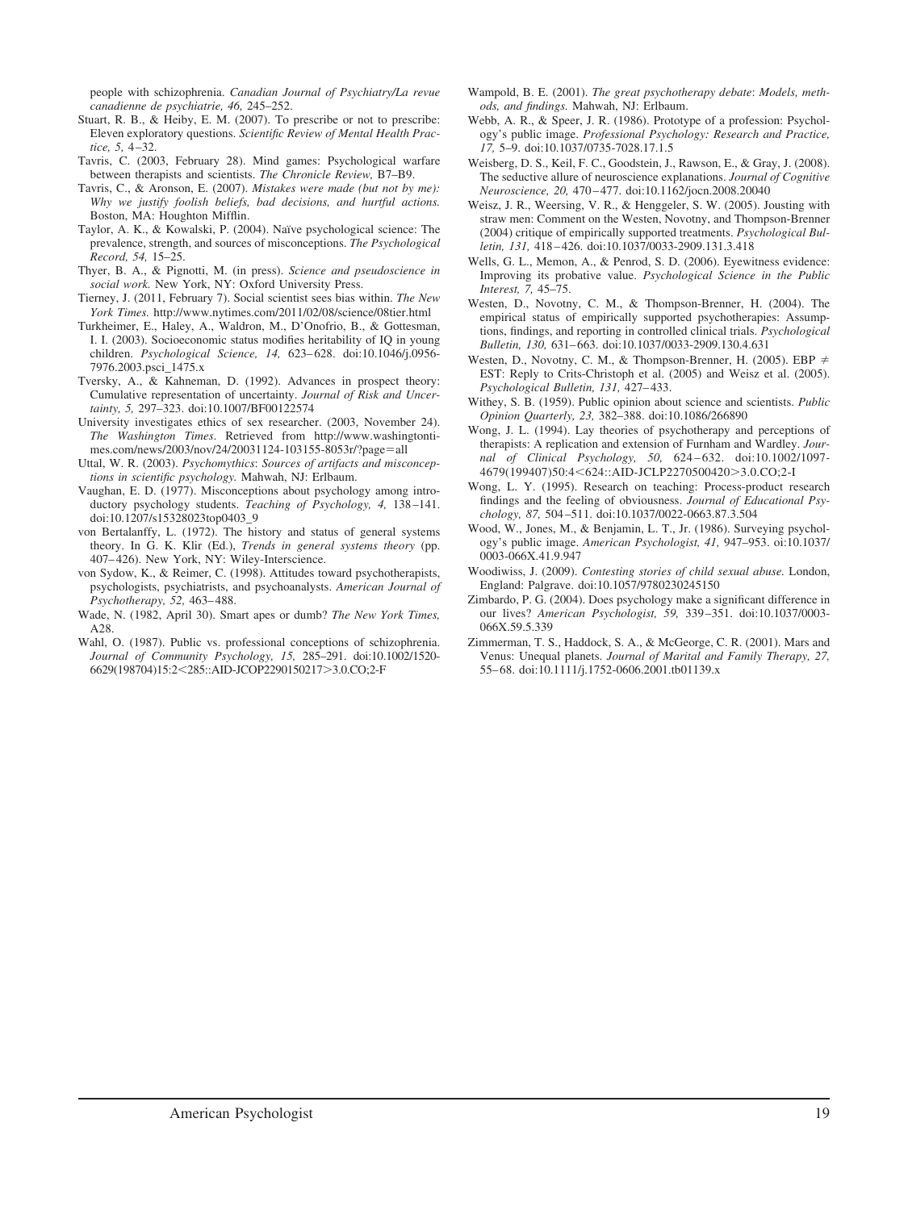people with schizophrenia. *Canadian Journal of Psychiatry/La revue canadienne de psychiatrie, 46,* 245–252.

Stuart, R. B., & Heiby, E. M. (2007). To prescribe or not to prescribe: Eleven exploratory questions. *Scientific Review of Mental Health Practice, 5,* 4–32.

Tavris, C. (2003, February 28). Mind games: Psychological warfare between therapists and scientists. *The Chronicle Review,* B7–B9.

Tavris, C., & Aronson, E. (2007). *Mistakes were made (but not by me): Why we justify foolish beliefs, bad decisions, and hurtful actions.* Boston, MA: Houghton Mifflin.

Taylor, A. K., & Kowalski, P. (2004). Naïve psychological science: The prevalence, strength, and sources of misconceptions. *The Psychological Record, 54,* 15–25.

Thyer, B. A., & Pignotti, M. (in press). *Science and pseudoscience in social work.* New York, NY: Oxford University Press.

Tierney, J. (2011, February 7). Social scientist sees bias within. *The New York Times.* http://www.nytimes.com/2011/02/08/science/08tier.html

Turkheimer, E., Haley, A., Waldron, M., D'Onofrio, B., & Gottesman, I. I. (2003). Socioeconomic status modifies heritability of IQ in young children. *Psychological Science, 14,* 623–628. doi:10.1046/j.0956-7976.2003.psci_1475.x

Tversky, A., & Kahneman, D. (1992). Advances in prospect theory: Cumulative representation of uncertainty. *Journal of Risk and Uncertainty, 5,* 297–323. doi:10.1007/BF00122574

University investigates ethics of sex researcher. (2003, November 24). *The Washington Times.* Retrieved from http://www.washingtontimes.com/news/2003/nov/24/20031124-103155-8053r/?page=all

Uttal, W. R. (2003). *Psychomythics: Sources of artifacts and misconceptions in scientific psychology.* Mahwah, NJ: Erlbaum.

Vaughan, E. D. (1977). Misconceptions about psychology among introductory psychology students. *Teaching of Psychology, 4,* 138–141. doi:10.1207/s15328023top0403_9

von Bertalanffy, L. (1972). The history and status of general systems theory. In G. K. Klir (Ed.), *Trends in general systems theory* (pp. 407–426). New York, NY: Wiley-Interscience.

von Sydow, K., & Reimer, C. (1998). Attitudes toward psychotherapists, psychologists, psychiatrists, and psychoanalysts. *American Journal of Psychotherapy, 52,* 463–488.

Wade, N. (1982, April 30). Smart apes or dumb? *The New York Times,* A28.

Wahl, O. (1987). Public vs. professional conceptions of schizophrenia. *Journal of Community Psychology, 15,* 285–291. doi:10.1002/1520-6629(198704)15:2<285::AID-JCOP2290150217>3.0.CO;2-F

Wampold, B. E. (2001). *The great psychotherapy debate: Models, methods, and findings.* Mahwah, NJ: Erlbaum.

Webb, A. R., & Speer, J. R. (1986). Prototype of a profession: Psychology's public image. *Professional Psychology: Research and Practice, 17,* 5–9. doi:10.1037/0735-7028.17.1.5

Weisberg, D. S., Keil, F. C., Goodstein, J., Rawson, E., & Gray, J. (2008). The seductive allure of neuroscience explanations. *Journal of Cognitive Neuroscience, 20,* 470–477. doi:10.1162/jocn.2008.20040

Weisz, J. R., Weersing, V. R., & Henggeler, S. W. (2005). Jousting with straw men: Comment on the Westen, Novotny, and Thompson-Brenner (2004) critique of empirically supported treatments. *Psychological Bulletin, 131,* 418–426. doi:10.1037/0033-2909.131.3.418

Wells, G. L., Memon, A., & Penrod, S. D. (2006). Eyewitness evidence: Improving its probative value. *Psychological Science in the Public Interest, 7,* 45–75.

Westen, D., Novotny, C. M., & Thompson-Brenner, H. (2004). The empirical status of empirically supported psychotherapies: Assumptions, findings, and reporting in controlled clinical trials. *Psychological Bulletin, 130,* 631–663. doi:10.1037/0033-2909.130.4.631

Westen, D., Novotny, C. M., & Thompson-Brenner, H. (2005). EBP ≠ EST: Reply to Crits-Christoph et al. (2005) and Weisz et al. (2005). *Psychological Bulletin, 131,* 427–433.

Withey, S. B. (1959). Public opinion about science and scientists. *Public Opinion Quarterly, 23,* 382–388. doi:10.1086/266890

Wong, J. L. (1994). Lay theories of psychotherapy and perceptions of therapists: A replication and extension of Furnham and Wardley. *Journal of Clinical Psychology, 50,* 624–632. doi:10.1002/1097-4679(199407)50:4<624::AID-JCLP2270500420>3.0.CO;2-I

Wong, L. Y. (1995). Research on teaching: Process-product research findings and the feeling of obviousness. *Journal of Educational Psychology, 87,* 504–511. doi:10.1037/0022-0663.87.3.504

Wood, W., Jones, M., & Benjamin, L. T., Jr. (1986). Surveying psychology's public image. *American Psychologist, 41,* 947–953. oi:10.1037/0003-066X.41.9.947

Woodiwiss, J. (2009). *Contesting stories of child sexual abuse.* London, England: Palgrave. doi:10.1057/9780230245150

Zimbardo, P. G. (2004). Does psychology make a significant difference in our lives? *American Psychologist, 59,* 339–351. doi:10.1037/0003-066X.59.5.339

Zimmerman, T. S., Haddock, S. A., & McGeorge, C. R. (2001). Mars and Venus: Unequal planets. *Journal of Marital and Family Therapy, 27,* 55–68. doi:10.1111/j.1752-0606.2001.tb01139.x